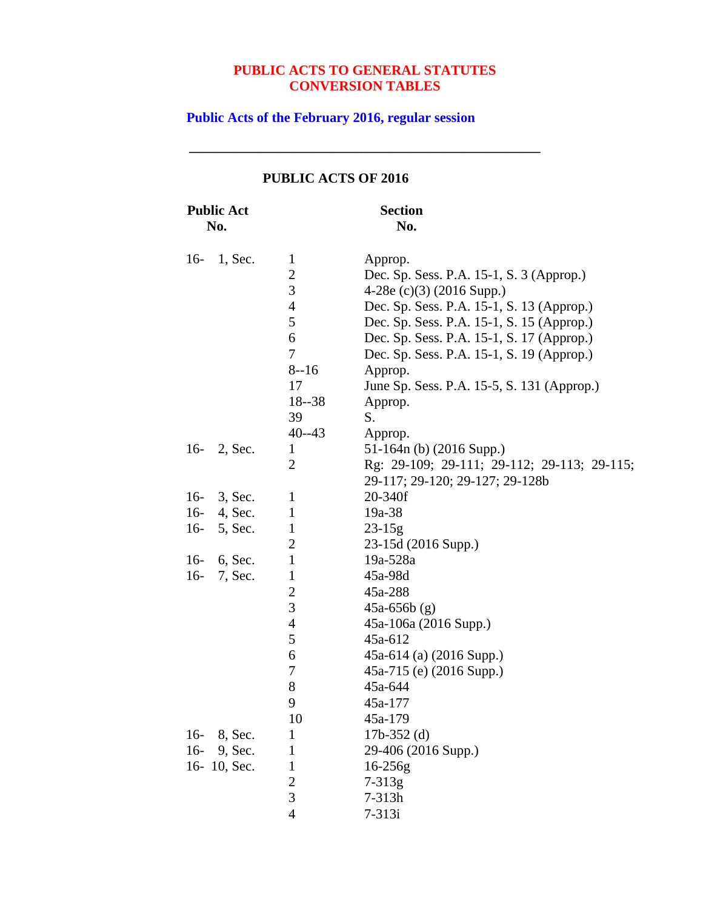# PUBLIC ACTS TO GENERAL STATUTES CONVERSION TABLES

## Public Acts of the February 2016, regular session

---

### PUBLIC ACTS OF 2016

| Public Act No. | | Section No. |
|---|---|---|
| 16- 1, Sec. | 1 | Approp. |
| | 2 | Dec. Sp. Sess. P.A. 15-1, S. 3 (Approp.) |
| | 3 | 4-28e (c)(3) (2016 Supp.) |
| | 4 | Dec. Sp. Sess. P.A. 15-1, S. 13 (Approp.) |
| | 5 | Dec. Sp. Sess. P.A. 15-1, S. 15 (Approp.) |
| | 6 | Dec. Sp. Sess. P.A. 15-1, S. 17 (Approp.) |
| | 7 | Dec. Sp. Sess. P.A. 15-1, S. 19 (Approp.) |
| | 8--16 | Approp. |
| | 17 | June Sp. Sess. P.A. 15-5, S. 131 (Approp.) |
| | 18--38 | Approp. |
| | 39 | S. |
| | 40--43 | Approp. |
| 16- 2, Sec. | 1 | 51-164n (b) (2016 Supp.) |
| | 2 | Rg: 29-109; 29-111; 29-112; 29-113; 29-115; 29-117; 29-120; 29-127; 29-128b |
| 16- 3, Sec. | 1 | 20-340f |
| 16- 4, Sec. | 1 | 19a-38 |
| 16- 5, Sec. | 1 | 23-15g |
| | 2 | 23-15d (2016 Supp.) |
| 16- 6, Sec. | 1 | 19a-528a |
| 16- 7, Sec. | 1 | 45a-98d |
| | 2 | 45a-288 |
| | 3 | 45a-656b (g) |
| | 4 | 45a-106a (2016 Supp.) |
| | 5 | 45a-612 |
| | 6 | 45a-614 (a) (2016 Supp.) |
| | 7 | 45a-715 (e) (2016 Supp.) |
| | 8 | 45a-644 |
| | 9 | 45a-177 |
| | 10 | 45a-179 |
| 16- 8, Sec. | 1 | 17b-352 (d) |
| 16- 9, Sec. | 1 | 29-406 (2016 Supp.) |
| 16- 10, Sec. | 1 | 16-256g |
| | 2 | 7-313g |
| | 3 | 7-313h |
| | 4 | 7-313i |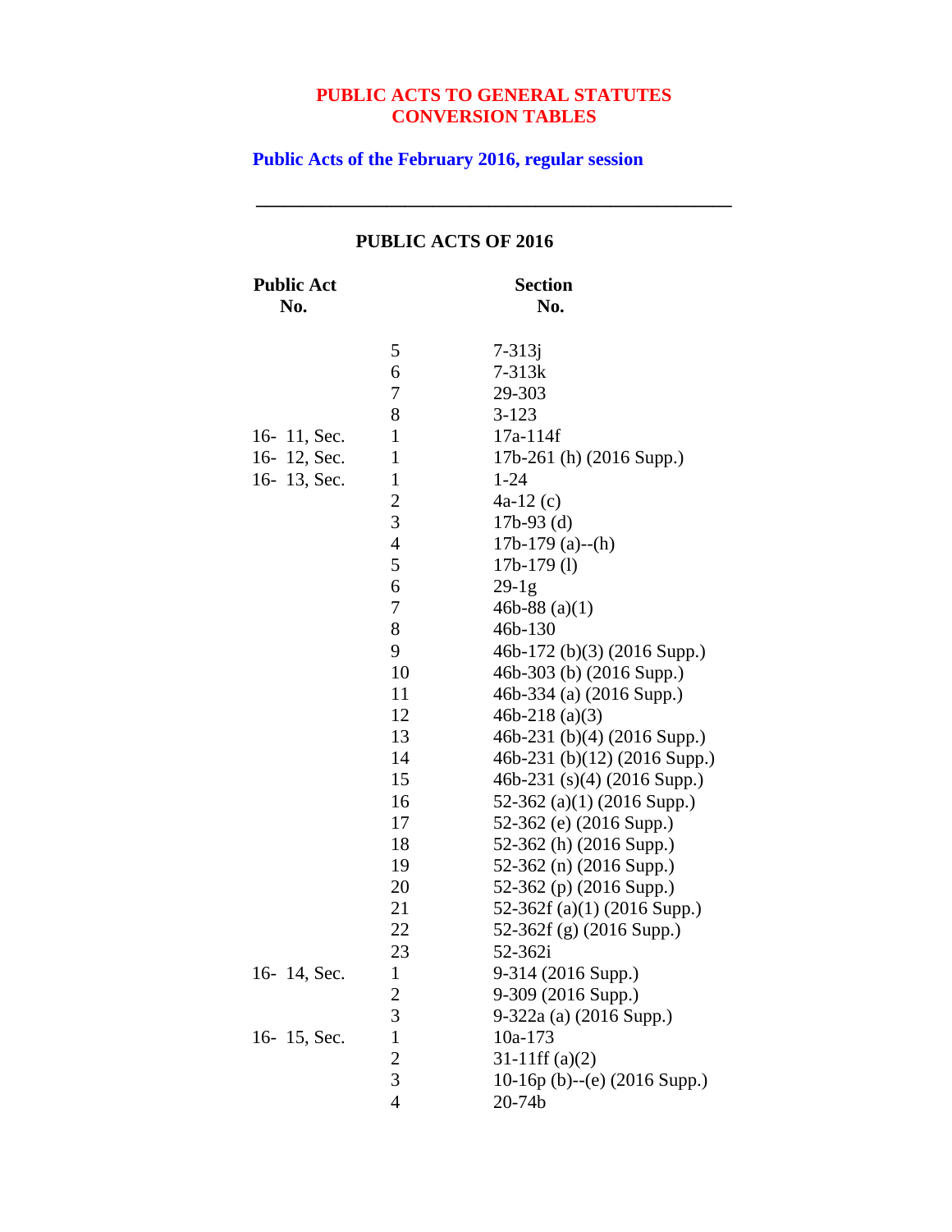**PUBLIC ACTS TO GENERAL STATUTES CONVERSION TABLES**

**Public Acts of the February 2016, regular session**

---

**PUBLIC ACTS OF 2016**

| Public Act No. | | Section No. |
|---|---|---|
| | 5 | 7-313j |
| | 6 | 7-313k |
| | 7 | 29-303 |
| | 8 | 3-123 |
| 16- 11, Sec. | 1 | 17a-114f |
| 16- 12, Sec. | 1 | 17b-261 (h) (2016 Supp.) |
| 16- 13, Sec. | 1 | 1-24 |
| | 2 | 4a-12 (c) |
| | 3 | 17b-93 (d) |
| | 4 | 17b-179 (a)--(h) |
| | 5 | 17b-179 (l) |
| | 6 | 29-1g |
| | 7 | 46b-88 (a)(1) |
| | 8 | 46b-130 |
| | 9 | 46b-172 (b)(3) (2016 Supp.) |
| | 10 | 46b-303 (b) (2016 Supp.) |
| | 11 | 46b-334 (a) (2016 Supp.) |
| | 12 | 46b-218 (a)(3) |
| | 13 | 46b-231 (b)(4) (2016 Supp.) |
| | 14 | 46b-231 (b)(12) (2016 Supp.) |
| | 15 | 46b-231 (s)(4) (2016 Supp.) |
| | 16 | 52-362 (a)(1) (2016 Supp.) |
| | 17 | 52-362 (e) (2016 Supp.) |
| | 18 | 52-362 (h) (2016 Supp.) |
| | 19 | 52-362 (n) (2016 Supp.) |
| | 20 | 52-362 (p) (2016 Supp.) |
| | 21 | 52-362f (a)(1) (2016 Supp.) |
| | 22 | 52-362f (g) (2016 Supp.) |
| | 23 | 52-362i |
| 16- 14, Sec. | 1 | 9-314 (2016 Supp.) |
| | 2 | 9-309 (2016 Supp.) |
| | 3 | 9-322a (a) (2016 Supp.) |
| 16- 15, Sec. | 1 | 10a-173 |
| | 2 | 31-11ff (a)(2) |
| | 3 | 10-16p (b)--(e) (2016 Supp.) |
| | 4 | 20-74b |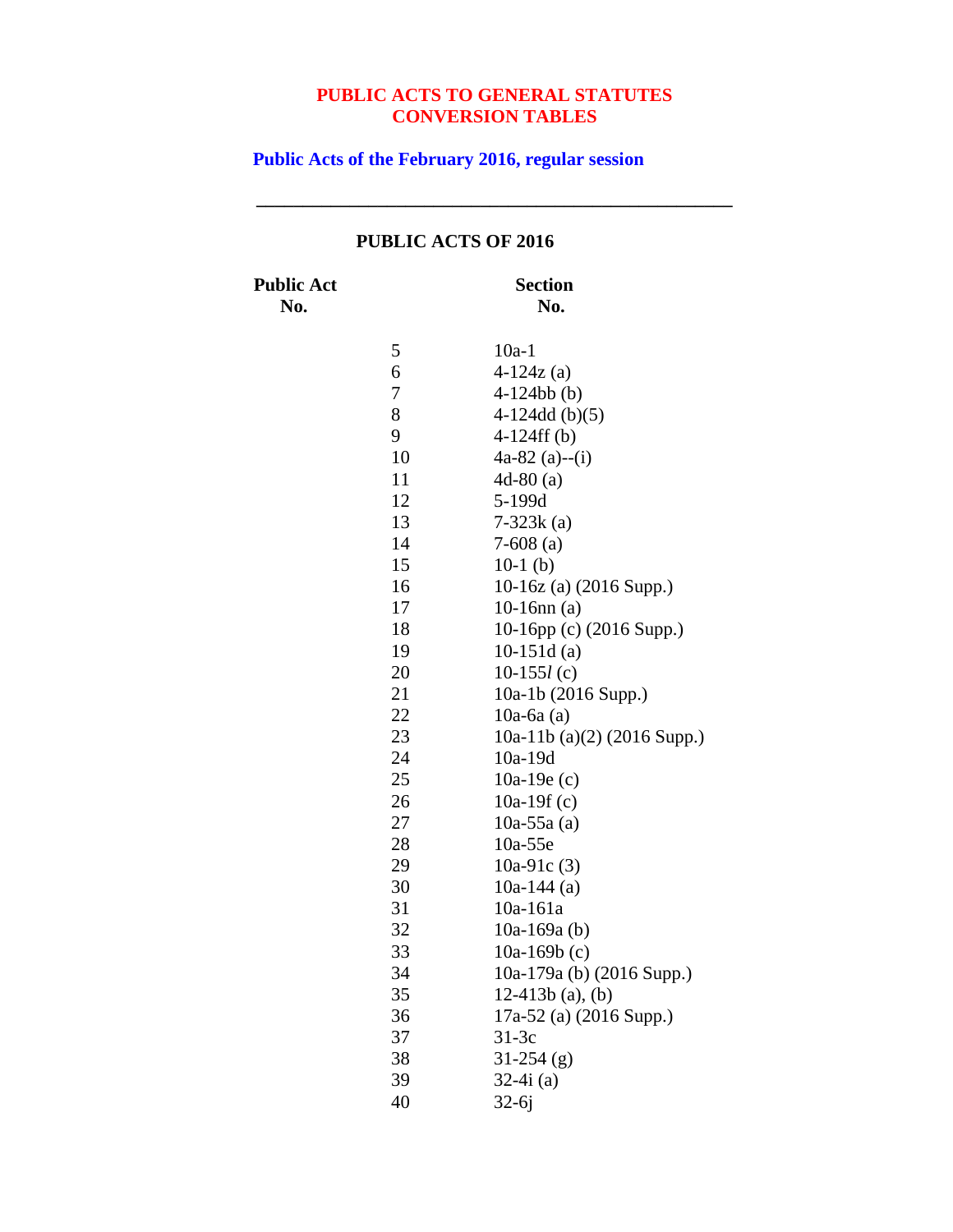# PUBLIC ACTS TO GENERAL STATUTES CONVERSION TABLES

## Public Acts of the February 2016, regular session

---

### PUBLIC ACTS OF 2016

| Public Act No. | Section No. |
|---|---|
| 5 | 10a-1 |
| 6 | 4-124z (a) |
| 7 | 4-124bb (b) |
| 8 | 4-124dd (b)(5) |
| 9 | 4-124ff (b) |
| 10 | 4a-82 (a)--(i) |
| 11 | 4d-80 (a) |
| 12 | 5-199d |
| 13 | 7-323k (a) |
| 14 | 7-608 (a) |
| 15 | 10-1 (b) |
| 16 | 10-16z (a) (2016 Supp.) |
| 17 | 10-16nn (a) |
| 18 | 10-16pp (c) (2016 Supp.) |
| 19 | 10-151d (a) |
| 20 | 10-155*l* (c) |
| 21 | 10a-1b (2016 Supp.) |
| 22 | 10a-6a (a) |
| 23 | 10a-11b (a)(2) (2016 Supp.) |
| 24 | 10a-19d |
| 25 | 10a-19e (c) |
| 26 | 10a-19f (c) |
| 27 | 10a-55a (a) |
| 28 | 10a-55e |
| 29 | 10a-91c (3) |
| 30 | 10a-144 (a) |
| 31 | 10a-161a |
| 32 | 10a-169a (b) |
| 33 | 10a-169b (c) |
| 34 | 10a-179a (b) (2016 Supp.) |
| 35 | 12-413b (a), (b) |
| 36 | 17a-52 (a) (2016 Supp.) |
| 37 | 31-3c |
| 38 | 31-254 (g) |
| 39 | 32-4i (a) |
| 40 | 32-6j |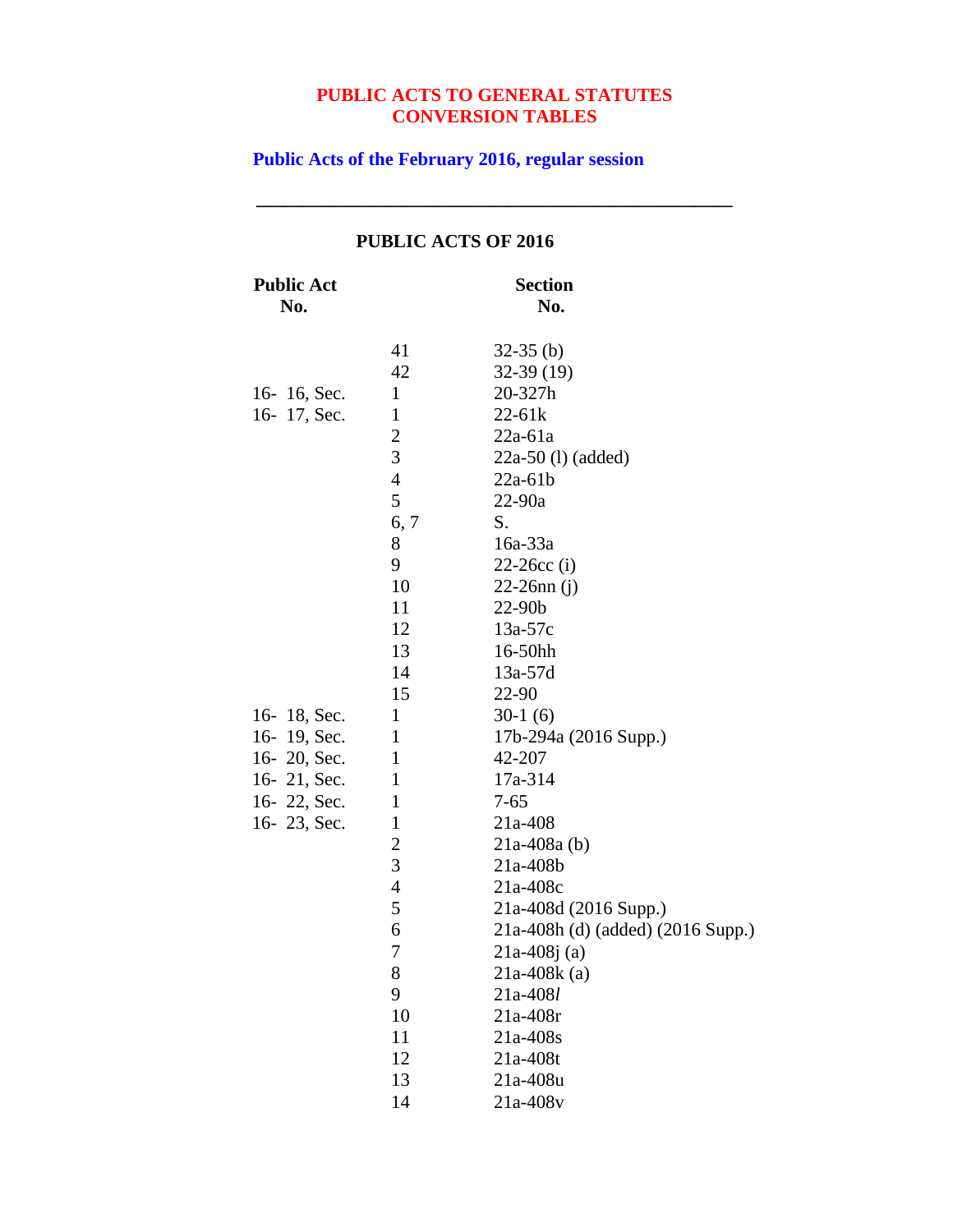**PUBLIC ACTS TO GENERAL STATUTES CONVERSION TABLES**

**Public Acts of the February 2016, regular session**

---

**PUBLIC ACTS OF 2016**

| Public Act No. | | Section No. |
|---|---|---|
| | 41 | 32-35 (b) |
| | 42 | 32-39 (19) |
| 16- 16, Sec. | 1 | 20-327h |
| 16- 17, Sec. | 1 | 22-61k |
| | 2 | 22a-61a |
| | 3 | 22a-50 (l) (added) |
| | 4 | 22a-61b |
| | 5 | 22-90a |
| | 6, 7 | S. |
| | 8 | 16a-33a |
| | 9 | 22-26cc (i) |
| | 10 | 22-26nn (j) |
| | 11 | 22-90b |
| | 12 | 13a-57c |
| | 13 | 16-50hh |
| | 14 | 13a-57d |
| | 15 | 22-90 |
| 16- 18, Sec. | 1 | 30-1 (6) |
| 16- 19, Sec. | 1 | 17b-294a (2016 Supp.) |
| 16- 20, Sec. | 1 | 42-207 |
| 16- 21, Sec. | 1 | 17a-314 |
| 16- 22, Sec. | 1 | 7-65 |
| 16- 23, Sec. | 1 | 21a-408 |
| | 2 | 21a-408a (b) |
| | 3 | 21a-408b |
| | 4 | 21a-408c |
| | 5 | 21a-408d (2016 Supp.) |
| | 6 | 21a-408h (d) (added) (2016 Supp.) |
| | 7 | 21a-408j (a) |
| | 8 | 21a-408k (a) |
| | 9 | 21a-408*l* |
| | 10 | 21a-408r |
| | 11 | 21a-408s |
| | 12 | 21a-408t |
| | 13 | 21a-408u |
| | 14 | 21a-408v |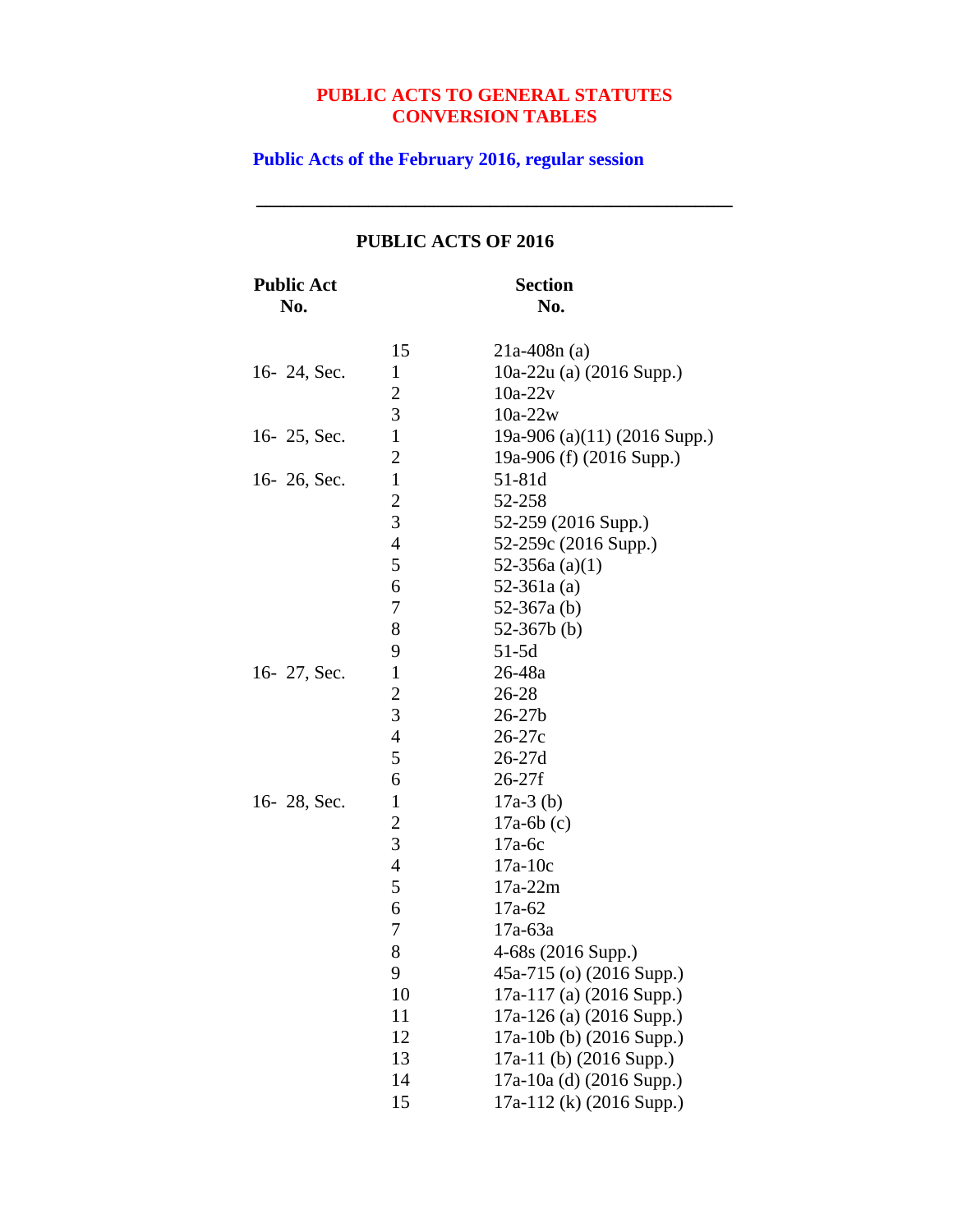# PUBLIC ACTS TO GENERAL STATUTES CONVERSION TABLES

## Public Acts of the February 2016, regular session

---

### PUBLIC ACTS OF 2016

| Public Act No. | | Section No. |
|---|---|---|
| | 15 | 21a-408n (a) |
| 16- 24, Sec. | 1 | 10a-22u (a) (2016 Supp.) |
| | 2 | 10a-22v |
| | 3 | 10a-22w |
| 16- 25, Sec. | 1 | 19a-906 (a)(11) (2016 Supp.) |
| | 2 | 19a-906 (f) (2016 Supp.) |
| 16- 26, Sec. | 1 | 51-81d |
| | 2 | 52-258 |
| | 3 | 52-259 (2016 Supp.) |
| | 4 | 52-259c (2016 Supp.) |
| | 5 | 52-356a (a)(1) |
| | 6 | 52-361a (a) |
| | 7 | 52-367a (b) |
| | 8 | 52-367b (b) |
| | 9 | 51-5d |
| 16- 27, Sec. | 1 | 26-48a |
| | 2 | 26-28 |
| | 3 | 26-27b |
| | 4 | 26-27c |
| | 5 | 26-27d |
| | 6 | 26-27f |
| 16- 28, Sec. | 1 | 17a-3 (b) |
| | 2 | 17a-6b (c) |
| | 3 | 17a-6c |
| | 4 | 17a-10c |
| | 5 | 17a-22m |
| | 6 | 17a-62 |
| | 7 | 17a-63a |
| | 8 | 4-68s (2016 Supp.) |
| | 9 | 45a-715 (o) (2016 Supp.) |
| | 10 | 17a-117 (a) (2016 Supp.) |
| | 11 | 17a-126 (a) (2016 Supp.) |
| | 12 | 17a-10b (b) (2016 Supp.) |
| | 13 | 17a-11 (b) (2016 Supp.) |
| | 14 | 17a-10a (d) (2016 Supp.) |
| | 15 | 17a-112 (k) (2016 Supp.) |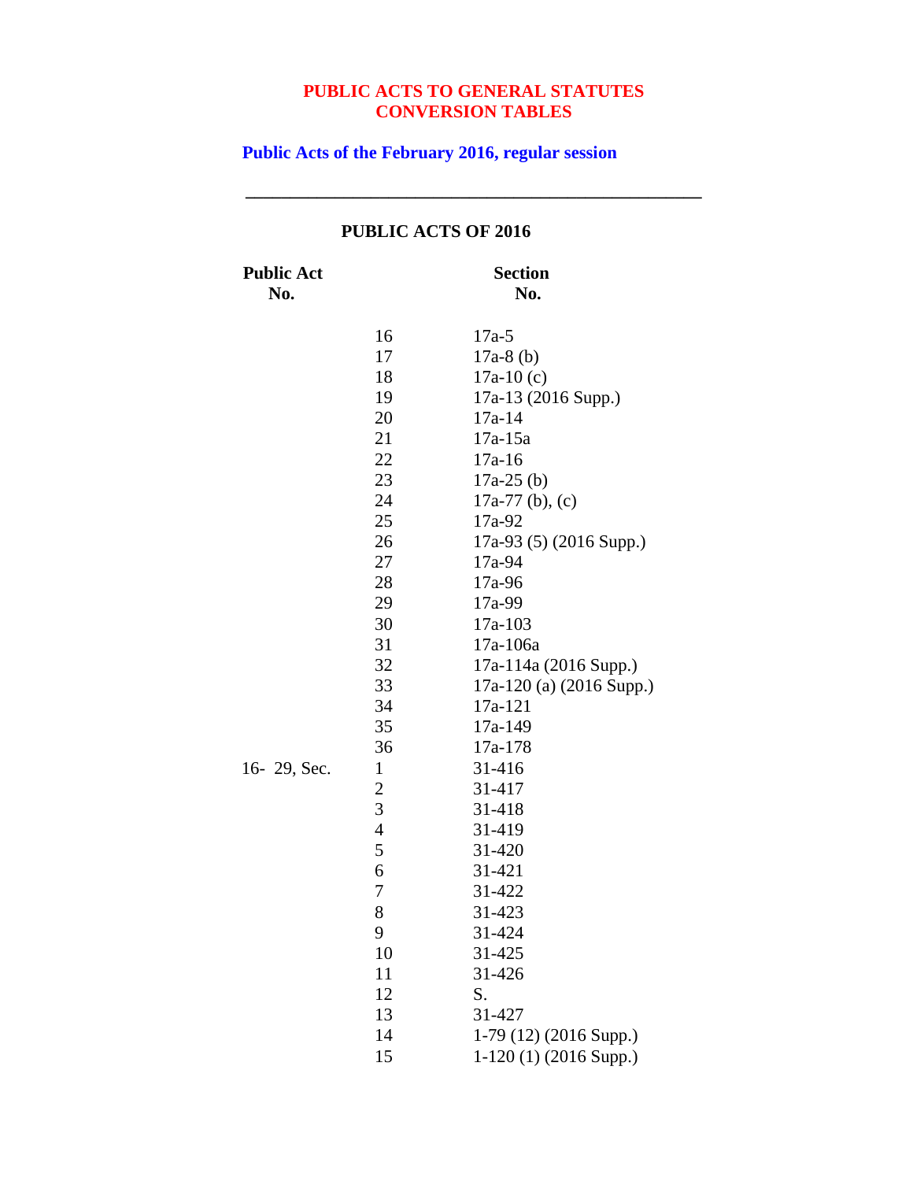**PUBLIC ACTS TO GENERAL STATUTES CONVERSION TABLES**

**Public Acts of the February 2016, regular session**

---

**PUBLIC ACTS OF 2016**

| Public Act No. | | Section No. |
|---|---|---|
| | 16 | 17a-5 |
| | 17 | 17a-8 (b) |
| | 18 | 17a-10 (c) |
| | 19 | 17a-13 (2016 Supp.) |
| | 20 | 17a-14 |
| | 21 | 17a-15a |
| | 22 | 17a-16 |
| | 23 | 17a-25 (b) |
| | 24 | 17a-77 (b), (c) |
| | 25 | 17a-92 |
| | 26 | 17a-93 (5) (2016 Supp.) |
| | 27 | 17a-94 |
| | 28 | 17a-96 |
| | 29 | 17a-99 |
| | 30 | 17a-103 |
| | 31 | 17a-106a |
| | 32 | 17a-114a (2016 Supp.) |
| | 33 | 17a-120 (a) (2016 Supp.) |
| | 34 | 17a-121 |
| | 35 | 17a-149 |
| | 36 | 17a-178 |
| 16- 29, Sec. | 1 | 31-416 |
| | 2 | 31-417 |
| | 3 | 31-418 |
| | 4 | 31-419 |
| | 5 | 31-420 |
| | 6 | 31-421 |
| | 7 | 31-422 |
| | 8 | 31-423 |
| | 9 | 31-424 |
| | 10 | 31-425 |
| | 11 | 31-426 |
| | 12 | S. |
| | 13 | 31-427 |
| | 14 | 1-79 (12) (2016 Supp.) |
| | 15 | 1-120 (1) (2016 Supp.) |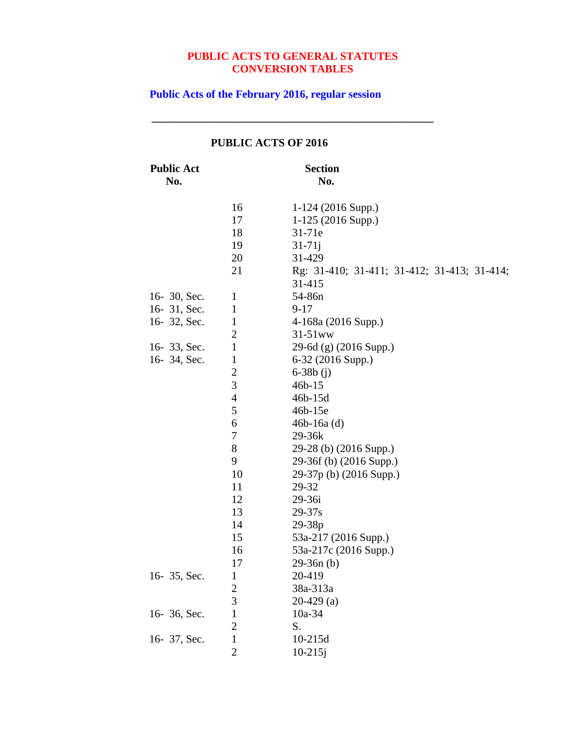**PUBLIC ACTS TO GENERAL STATUTES**
**CONVERSION TABLES**

**Public Acts of the February 2016, regular session**

---

## PUBLIC ACTS OF 2016

| Public Act No. | | Section No. |
|---|---|---|
| | 16 | 1-124 (2016 Supp.) |
| | 17 | 1-125 (2016 Supp.) |
| | 18 | 31-71e |
| | 19 | 31-71j |
| | 20 | 31-429 |
| | 21 | Rg: 31-410; 31-411; 31-412; 31-413; 31-414; 31-415 |
| 16- 30, Sec. | 1 | 54-86n |
| 16- 31, Sec. | 1 | 9-17 |
| 16- 32, Sec. | 1 | 4-168a (2016 Supp.) |
| | 2 | 31-51ww |
| 16- 33, Sec. | 1 | 29-6d (g) (2016 Supp.) |
| 16- 34, Sec. | 1 | 6-32 (2016 Supp.) |
| | 2 | 6-38b (j) |
| | 3 | 46b-15 |
| | 4 | 46b-15d |
| | 5 | 46b-15e |
| | 6 | 46b-16a (d) |
| | 7 | 29-36k |
| | 8 | 29-28 (b) (2016 Supp.) |
| | 9 | 29-36f (b) (2016 Supp.) |
| | 10 | 29-37p (b) (2016 Supp.) |
| | 11 | 29-32 |
| | 12 | 29-36i |
| | 13 | 29-37s |
| | 14 | 29-38p |
| | 15 | 53a-217 (2016 Supp.) |
| | 16 | 53a-217c (2016 Supp.) |
| | 17 | 29-36n (b) |
| 16- 35, Sec. | 1 | 20-419 |
| | 2 | 38a-313a |
| | 3 | 20-429 (a) |
| 16- 36, Sec. | 1 | 10a-34 |
| | 2 | S. |
| 16- 37, Sec. | 1 | 10-215d |
| | 2 | 10-215j |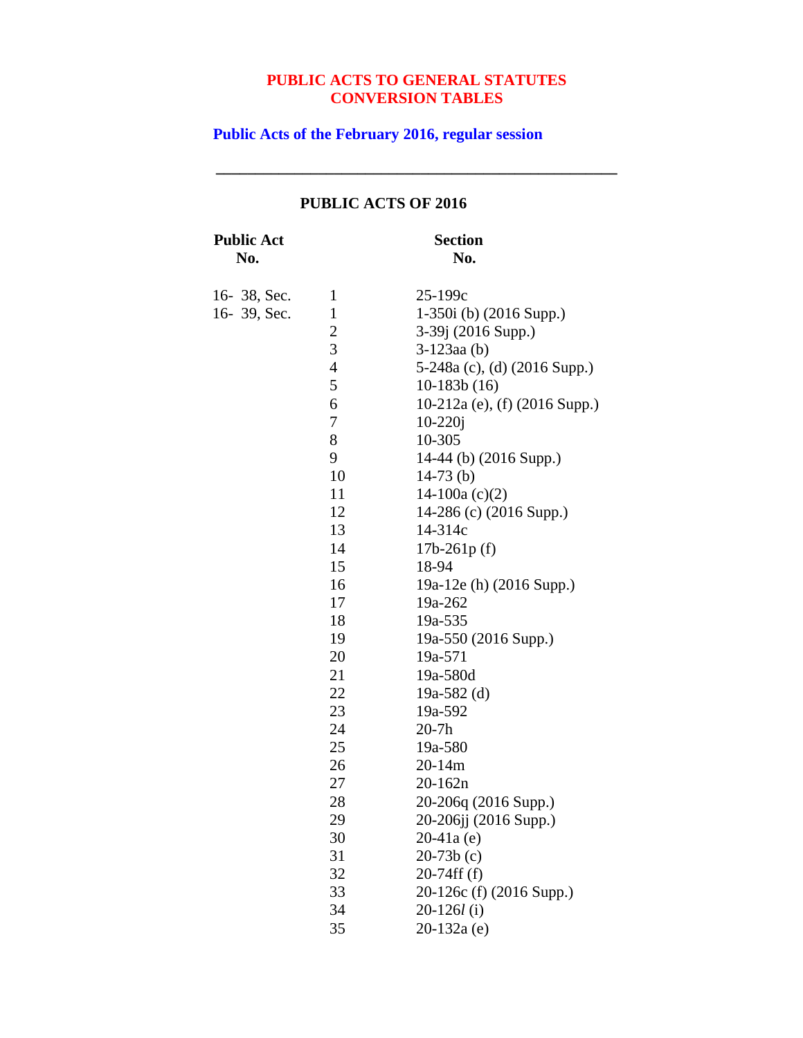# PUBLIC ACTS TO GENERAL STATUTES CONVERSION TABLES

## Public Acts of the February 2016, regular session

---

### PUBLIC ACTS OF 2016

| Public Act No. | | Section No. |
|---|---|---|
| 16- 38, Sec. | 1 | 25-199c |
| 16- 39, Sec. | 1 | 1-350i (b) (2016 Supp.) |
| | 2 | 3-39j (2016 Supp.) |
| | 3 | 3-123aa (b) |
| | 4 | 5-248a (c), (d) (2016 Supp.) |
| | 5 | 10-183b (16) |
| | 6 | 10-212a (e), (f) (2016 Supp.) |
| | 7 | 10-220j |
| | 8 | 10-305 |
| | 9 | 14-44 (b) (2016 Supp.) |
| | 10 | 14-73 (b) |
| | 11 | 14-100a (c)(2) |
| | 12 | 14-286 (c) (2016 Supp.) |
| | 13 | 14-314c |
| | 14 | 17b-261p (f) |
| | 15 | 18-94 |
| | 16 | 19a-12e (h) (2016 Supp.) |
| | 17 | 19a-262 |
| | 18 | 19a-535 |
| | 19 | 19a-550 (2016 Supp.) |
| | 20 | 19a-571 |
| | 21 | 19a-580d |
| | 22 | 19a-582 (d) |
| | 23 | 19a-592 |
| | 24 | 20-7h |
| | 25 | 19a-580 |
| | 26 | 20-14m |
| | 27 | 20-162n |
| | 28 | 20-206q (2016 Supp.) |
| | 29 | 20-206jj (2016 Supp.) |
| | 30 | 20-41a (e) |
| | 31 | 20-73b (c) |
| | 32 | 20-74ff (f) |
| | 33 | 20-126c (f) (2016 Supp.) |
| | 34 | 20-126*l* (i) |
| | 35 | 20-132a (e) |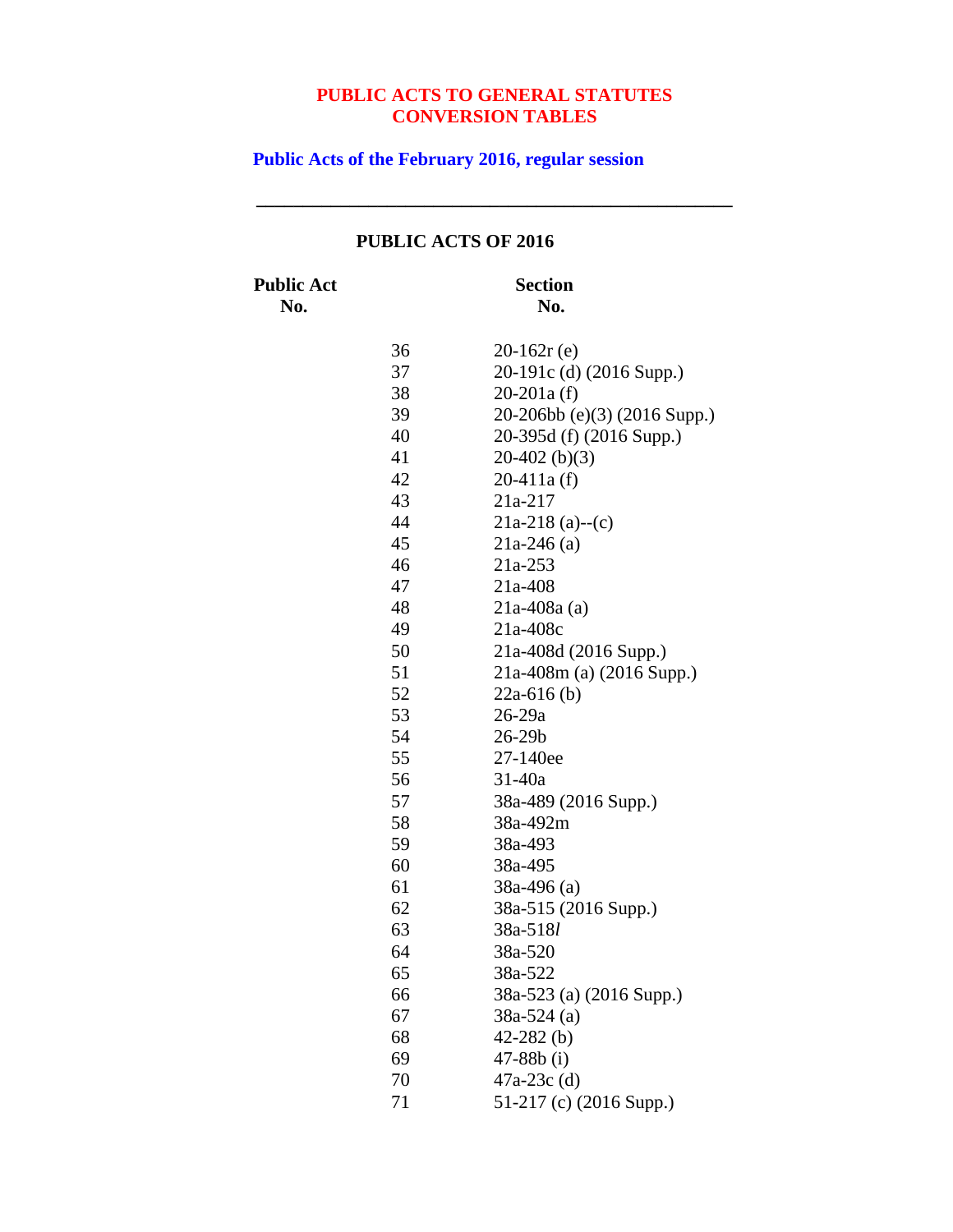**PUBLIC ACTS TO GENERAL STATUTES CONVERSION TABLES**

**Public Acts of the February 2016, regular session**

---

**PUBLIC ACTS OF 2016**

| Public Act No. | Section No. |
|---|---|
| 36 | 20-162r (e) |
| 37 | 20-191c (d) (2016 Supp.) |
| 38 | 20-201a (f) |
| 39 | 20-206bb (e)(3) (2016 Supp.) |
| 40 | 20-395d (f) (2016 Supp.) |
| 41 | 20-402 (b)(3) |
| 42 | 20-411a (f) |
| 43 | 21a-217 |
| 44 | 21a-218 (a)--(c) |
| 45 | 21a-246 (a) |
| 46 | 21a-253 |
| 47 | 21a-408 |
| 48 | 21a-408a (a) |
| 49 | 21a-408c |
| 50 | 21a-408d (2016 Supp.) |
| 51 | 21a-408m (a) (2016 Supp.) |
| 52 | 22a-616 (b) |
| 53 | 26-29a |
| 54 | 26-29b |
| 55 | 27-140ee |
| 56 | 31-40a |
| 57 | 38a-489 (2016 Supp.) |
| 58 | 38a-492m |
| 59 | 38a-493 |
| 60 | 38a-495 |
| 61 | 38a-496 (a) |
| 62 | 38a-515 (2016 Supp.) |
| 63 | 38a-518*l* |
| 64 | 38a-520 |
| 65 | 38a-522 |
| 66 | 38a-523 (a) (2016 Supp.) |
| 67 | 38a-524 (a) |
| 68 | 42-282 (b) |
| 69 | 47-88b (i) |
| 70 | 47a-23c (d) |
| 71 | 51-217 (c) (2016 Supp.) |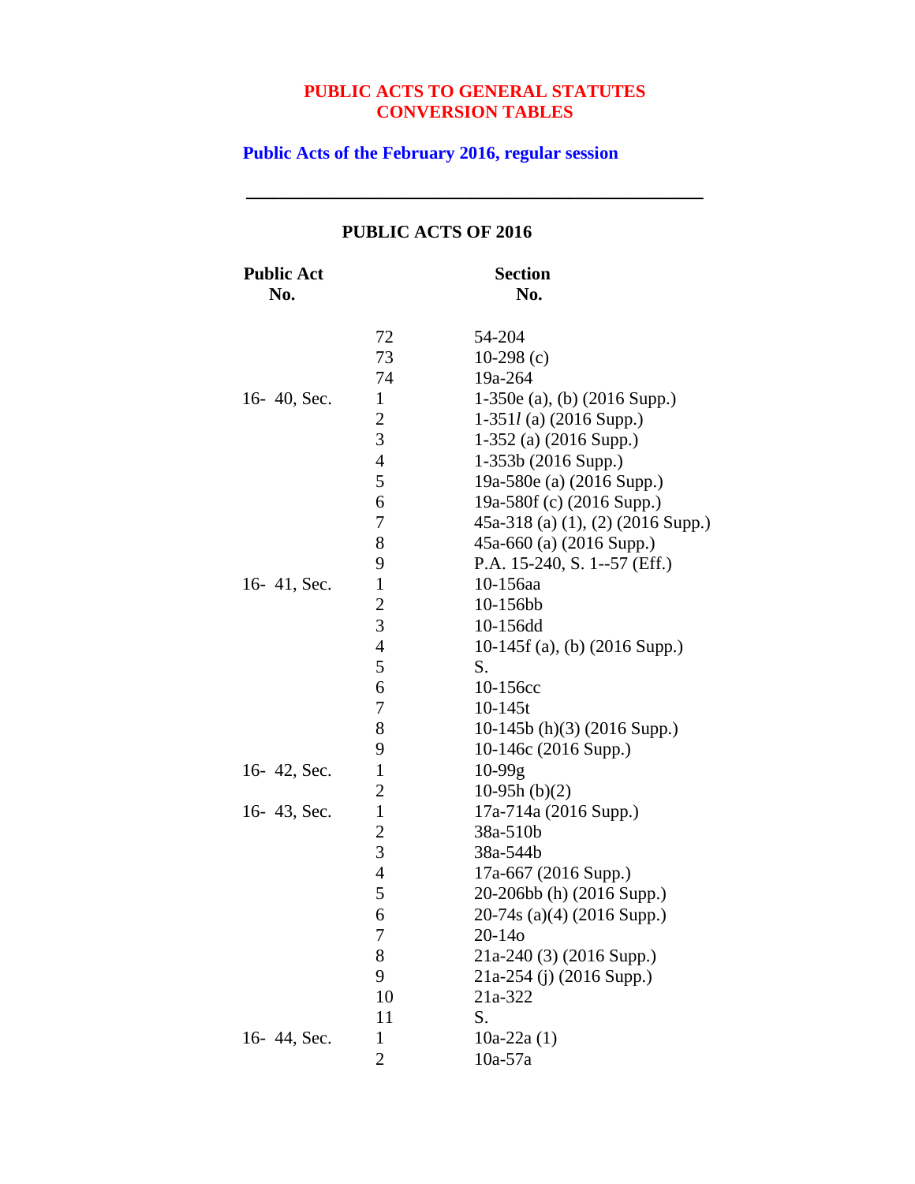**PUBLIC ACTS TO GENERAL STATUTES CONVERSION TABLES**

**Public Acts of the February 2016, regular session**

---

**PUBLIC ACTS OF 2016**

| Public Act No. | | Section No. |
|---|---|---|
| | 72 | 54-204 |
| | 73 | 10-298 (c) |
| | 74 | 19a-264 |
| 16- 40, Sec. | 1 | 1-350e (a), (b) (2016 Supp.) |
| | 2 | 1-351*l* (a) (2016 Supp.) |
| | 3 | 1-352 (a) (2016 Supp.) |
| | 4 | 1-353b (2016 Supp.) |
| | 5 | 19a-580e (a) (2016 Supp.) |
| | 6 | 19a-580f (c) (2016 Supp.) |
| | 7 | 45a-318 (a) (1), (2) (2016 Supp.) |
| | 8 | 45a-660 (a) (2016 Supp.) |
| | 9 | P.A. 15-240, S. 1--57 (Eff.) |
| 16- 41, Sec. | 1 | 10-156aa |
| | 2 | 10-156bb |
| | 3 | 10-156dd |
| | 4 | 10-145f (a), (b) (2016 Supp.) |
| | 5 | S. |
| | 6 | 10-156cc |
| | 7 | 10-145t |
| | 8 | 10-145b (h)(3) (2016 Supp.) |
| | 9 | 10-146c (2016 Supp.) |
| 16- 42, Sec. | 1 | 10-99g |
| | 2 | 10-95h (b)(2) |
| 16- 43, Sec. | 1 | 17a-714a (2016 Supp.) |
| | 2 | 38a-510b |
| | 3 | 38a-544b |
| | 4 | 17a-667 (2016 Supp.) |
| | 5 | 20-206bb (h) (2016 Supp.) |
| | 6 | 20-74s (a)(4) (2016 Supp.) |
| | 7 | 20-14o |
| | 8 | 21a-240 (3) (2016 Supp.) |
| | 9 | 21a-254 (j) (2016 Supp.) |
| | 10 | 21a-322 |
| | 11 | S. |
| 16- 44, Sec. | 1 | 10a-22a (1) |
| | 2 | 10a-57a |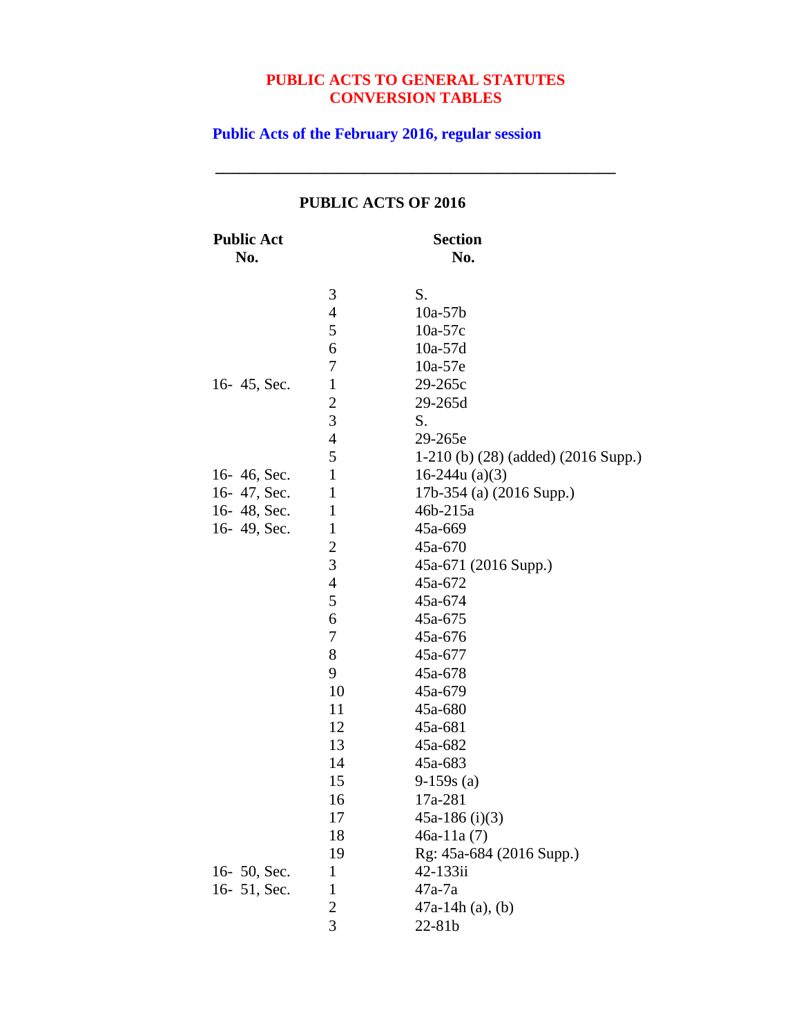**PUBLIC ACTS TO GENERAL STATUTES CONVERSION TABLES**

**Public Acts of the February 2016, regular session**

---

## PUBLIC ACTS OF 2016

| Public Act No. | | Section No. |
|---|---|---|
| | 3 | S. |
| | 4 | 10a-57b |
| | 5 | 10a-57c |
| | 6 | 10a-57d |
| | 7 | 10a-57e |
| 16- 45, Sec. | 1 | 29-265c |
| | 2 | 29-265d |
| | 3 | S. |
| | 4 | 29-265e |
| | 5 | 1-210 (b) (28) (added) (2016 Supp.) |
| 16- 46, Sec. | 1 | 16-244u (a)(3) |
| 16- 47, Sec. | 1 | 17b-354 (a) (2016 Supp.) |
| 16- 48, Sec. | 1 | 46b-215a |
| 16- 49, Sec. | 1 | 45a-669 |
| | 2 | 45a-670 |
| | 3 | 45a-671 (2016 Supp.) |
| | 4 | 45a-672 |
| | 5 | 45a-674 |
| | 6 | 45a-675 |
| | 7 | 45a-676 |
| | 8 | 45a-677 |
| | 9 | 45a-678 |
| | 10 | 45a-679 |
| | 11 | 45a-680 |
| | 12 | 45a-681 |
| | 13 | 45a-682 |
| | 14 | 45a-683 |
| | 15 | 9-159s (a) |
| | 16 | 17a-281 |
| | 17 | 45a-186 (i)(3) |
| | 18 | 46a-11a (7) |
| | 19 | Rg: 45a-684 (2016 Supp.) |
| 16- 50, Sec. | 1 | 42-133ii |
| 16- 51, Sec. | 1 | 47a-7a |
| | 2 | 47a-14h (a), (b) |
| | 3 | 22-81b |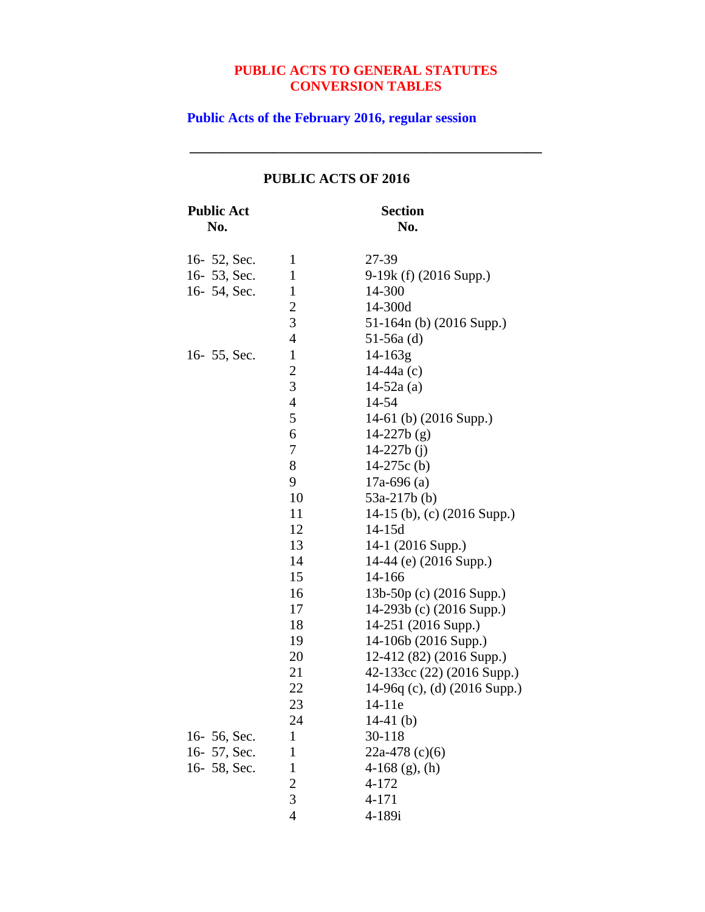# PUBLIC ACTS TO GENERAL STATUTES CONVERSION TABLES

## Public Acts of the February 2016, regular session

---

### PUBLIC ACTS OF 2016

| Public Act No. | | Section No. |
|---|---|---|
| 16- 52, Sec. | 1 | 27-39 |
| 16- 53, Sec. | 1 | 9-19k (f) (2016 Supp.) |
| 16- 54, Sec. | 1 | 14-300 |
| | 2 | 14-300d |
| | 3 | 51-164n (b) (2016 Supp.) |
| | 4 | 51-56a (d) |
| 16- 55, Sec. | 1 | 14-163g |
| | 2 | 14-44a (c) |
| | 3 | 14-52a (a) |
| | 4 | 14-54 |
| | 5 | 14-61 (b) (2016 Supp.) |
| | 6 | 14-227b (g) |
| | 7 | 14-227b (j) |
| | 8 | 14-275c (b) |
| | 9 | 17a-696 (a) |
| | 10 | 53a-217b (b) |
| | 11 | 14-15 (b), (c) (2016 Supp.) |
| | 12 | 14-15d |
| | 13 | 14-1 (2016 Supp.) |
| | 14 | 14-44 (e) (2016 Supp.) |
| | 15 | 14-166 |
| | 16 | 13b-50p (c) (2016 Supp.) |
| | 17 | 14-293b (c) (2016 Supp.) |
| | 18 | 14-251 (2016 Supp.) |
| | 19 | 14-106b (2016 Supp.) |
| | 20 | 12-412 (82) (2016 Supp.) |
| | 21 | 42-133cc (22) (2016 Supp.) |
| | 22 | 14-96q (c), (d) (2016 Supp.) |
| | 23 | 14-11e |
| | 24 | 14-41 (b) |
| 16- 56, Sec. | 1 | 30-118 |
| 16- 57, Sec. | 1 | 22a-478 (c)(6) |
| 16- 58, Sec. | 1 | 4-168 (g), (h) |
| | 2 | 4-172 |
| | 3 | 4-171 |
| | 4 | 4-189i |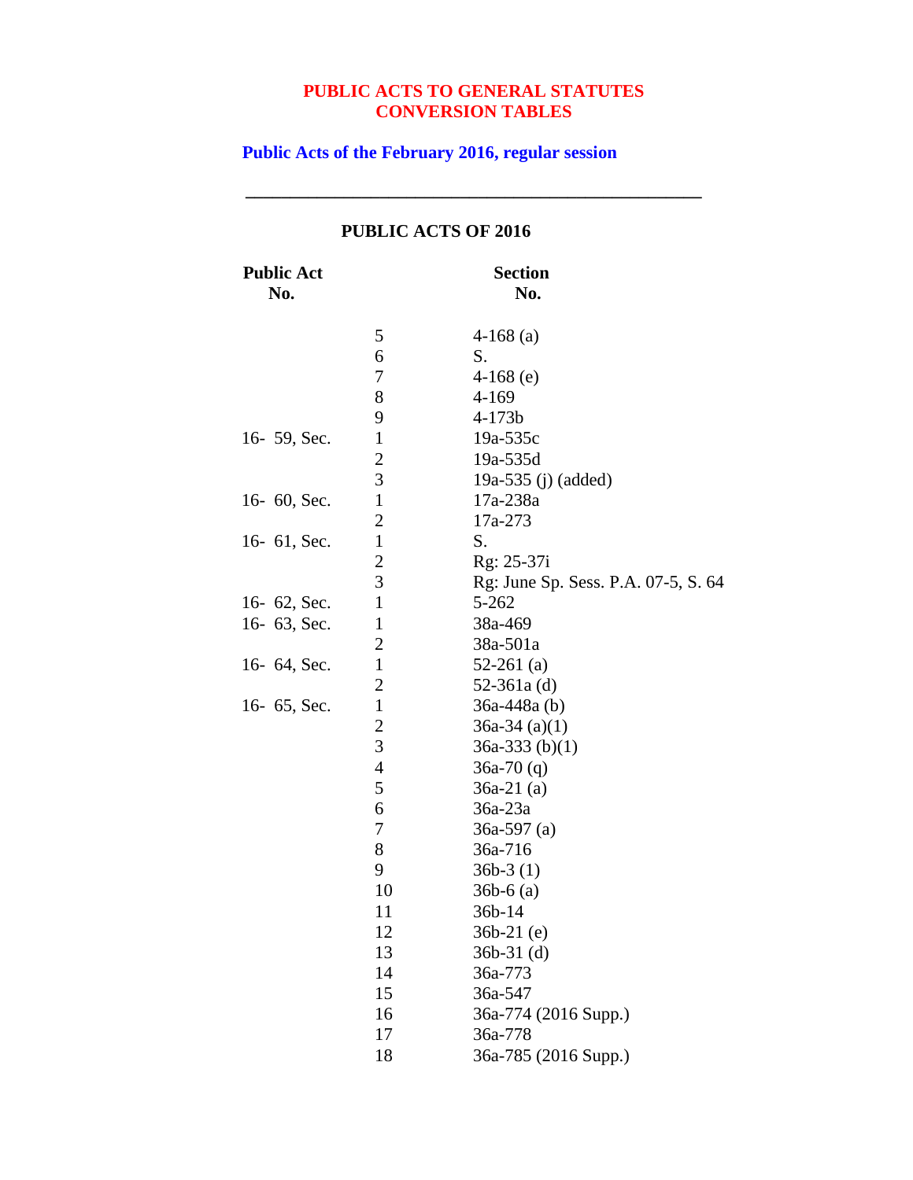**PUBLIC ACTS TO GENERAL STATUTES CONVERSION TABLES**

**Public Acts of the February 2016, regular session**

---

## PUBLIC ACTS OF 2016

| Public Act No. | | Section No. |
|---|---|---|
| | 5 | 4-168 (a) |
| | 6 | S. |
| | 7 | 4-168 (e) |
| | 8 | 4-169 |
| | 9 | 4-173b |
| 16- 59, Sec. | 1 | 19a-535c |
| | 2 | 19a-535d |
| | 3 | 19a-535 (j) (added) |
| 16- 60, Sec. | 1 | 17a-238a |
| | 2 | 17a-273 |
| 16- 61, Sec. | 1 | S. |
| | 2 | Rg: 25-37i |
| | 3 | Rg: June Sp. Sess. P.A. 07-5, S. 64 |
| 16- 62, Sec. | 1 | 5-262 |
| 16- 63, Sec. | 1 | 38a-469 |
| | 2 | 38a-501a |
| 16- 64, Sec. | 1 | 52-261 (a) |
| | 2 | 52-361a (d) |
| 16- 65, Sec. | 1 | 36a-448a (b) |
| | 2 | 36a-34 (a)(1) |
| | 3 | 36a-333 (b)(1) |
| | 4 | 36a-70 (q) |
| | 5 | 36a-21 (a) |
| | 6 | 36a-23a |
| | 7 | 36a-597 (a) |
| | 8 | 36a-716 |
| | 9 | 36b-3 (1) |
| | 10 | 36b-6 (a) |
| | 11 | 36b-14 |
| | 12 | 36b-21 (e) |
| | 13 | 36b-31 (d) |
| | 14 | 36a-773 |
| | 15 | 36a-547 |
| | 16 | 36a-774 (2016 Supp.) |
| | 17 | 36a-778 |
| | 18 | 36a-785 (2016 Supp.) |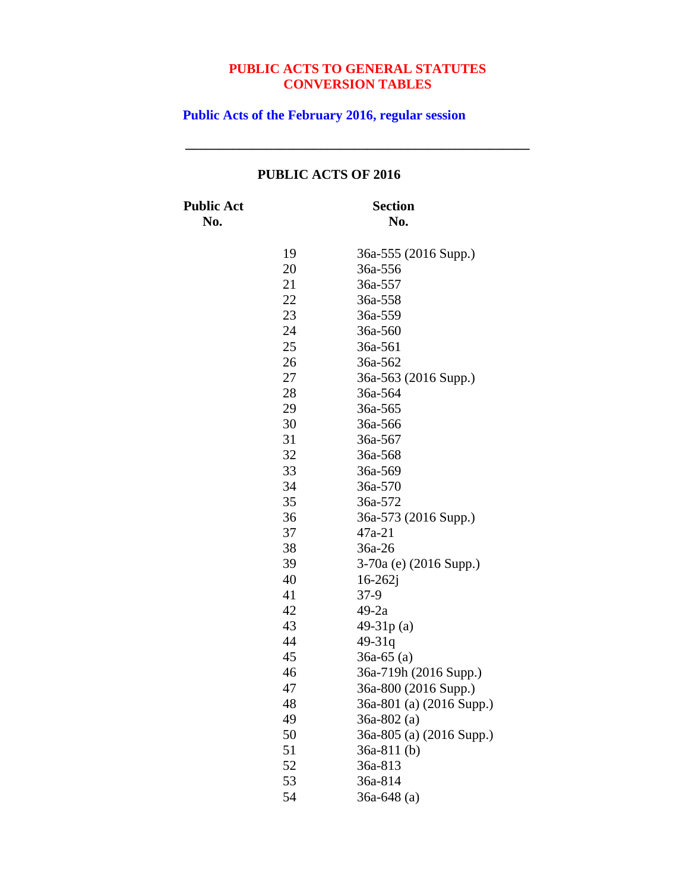# PUBLIC ACTS TO GENERAL STATUTES CONVERSION TABLES

## Public Acts of the February 2016, regular session

---

### PUBLIC ACTS OF 2016

| Public Act No. | Section No. |
|---|---|
| 19 | 36a-555 (2016 Supp.) |
| 20 | 36a-556 |
| 21 | 36a-557 |
| 22 | 36a-558 |
| 23 | 36a-559 |
| 24 | 36a-560 |
| 25 | 36a-561 |
| 26 | 36a-562 |
| 27 | 36a-563 (2016 Supp.) |
| 28 | 36a-564 |
| 29 | 36a-565 |
| 30 | 36a-566 |
| 31 | 36a-567 |
| 32 | 36a-568 |
| 33 | 36a-569 |
| 34 | 36a-570 |
| 35 | 36a-572 |
| 36 | 36a-573 (2016 Supp.) |
| 37 | 47a-21 |
| 38 | 36a-26 |
| 39 | 3-70a (e) (2016 Supp.) |
| 40 | 16-262j |
| 41 | 37-9 |
| 42 | 49-2a |
| 43 | 49-31p (a) |
| 44 | 49-31q |
| 45 | 36a-65 (a) |
| 46 | 36a-719h (2016 Supp.) |
| 47 | 36a-800 (2016 Supp.) |
| 48 | 36a-801 (a) (2016 Supp.) |
| 49 | 36a-802 (a) |
| 50 | 36a-805 (a) (2016 Supp.) |
| 51 | 36a-811 (b) |
| 52 | 36a-813 |
| 53 | 36a-814 |
| 54 | 36a-648 (a) |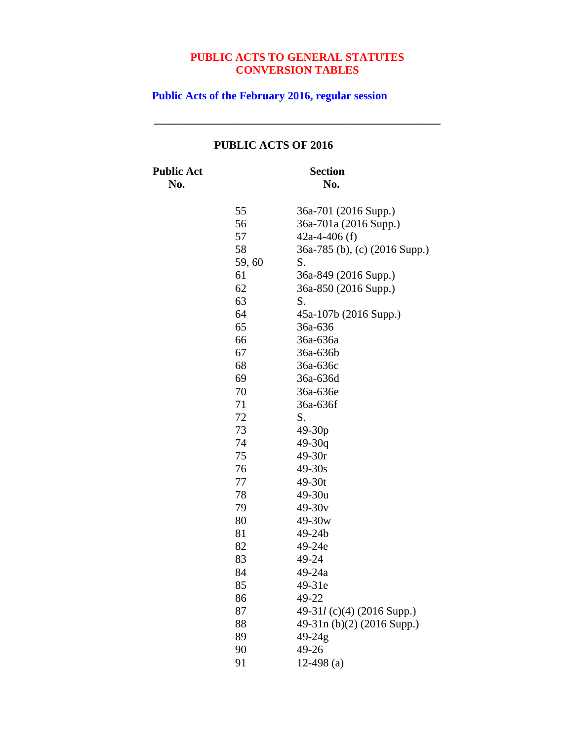# PUBLIC ACTS TO GENERAL STATUTES CONVERSION TABLES

## Public Acts of the February 2016, regular session

---

### PUBLIC ACTS OF 2016

| Public Act No. | Section No. |
|---|---|
| 55 | 36a-701 (2016 Supp.) |
| 56 | 36a-701a (2016 Supp.) |
| 57 | 42a-4-406 (f) |
| 58 | 36a-785 (b), (c) (2016 Supp.) |
| 59, 60 | S. |
| 61 | 36a-849 (2016 Supp.) |
| 62 | 36a-850 (2016 Supp.) |
| 63 | S. |
| 64 | 45a-107b (2016 Supp.) |
| 65 | 36a-636 |
| 66 | 36a-636a |
| 67 | 36a-636b |
| 68 | 36a-636c |
| 69 | 36a-636d |
| 70 | 36a-636e |
| 71 | 36a-636f |
| 72 | S. |
| 73 | 49-30p |
| 74 | 49-30q |
| 75 | 49-30r |
| 76 | 49-30s |
| 77 | 49-30t |
| 78 | 49-30u |
| 79 | 49-30v |
| 80 | 49-30w |
| 81 | 49-24b |
| 82 | 49-24e |
| 83 | 49-24 |
| 84 | 49-24a |
| 85 | 49-31e |
| 86 | 49-22 |
| 87 | 49-31*l* (c)(4) (2016 Supp.) |
| 88 | 49-31n (b)(2) (2016 Supp.) |
| 89 | 49-24g |
| 90 | 49-26 |
| 91 | 12-498 (a) |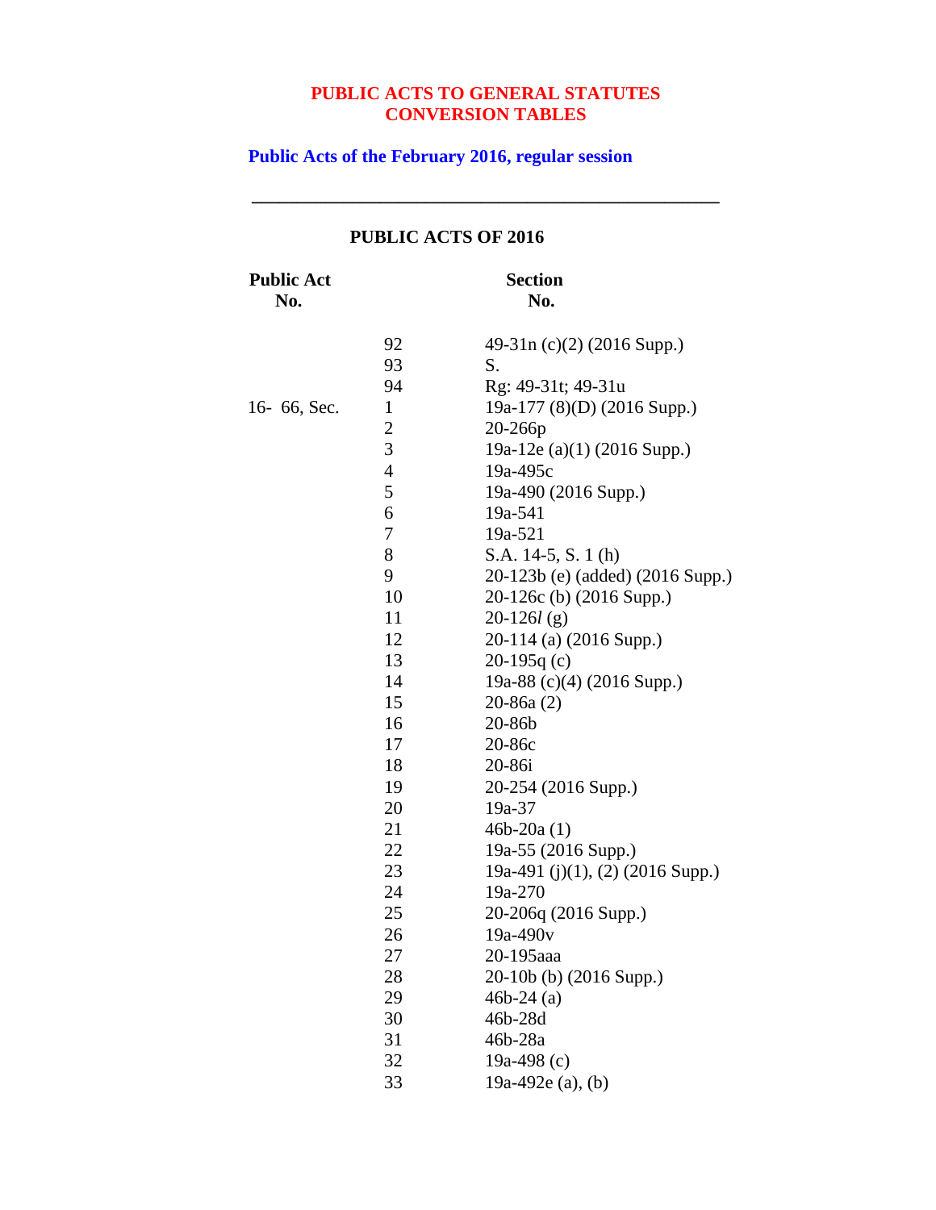**PUBLIC ACTS TO GENERAL STATUTES CONVERSION TABLES**

**Public Acts of the February 2016, regular session**

---

## PUBLIC ACTS OF 2016

| Public Act No. | | Section No. |
|---|---|---|
| | 92 | 49-31n (c)(2) (2016 Supp.) |
| | 93 | S. |
| | 94 | Rg: 49-31t; 49-31u |
| 16- 66, Sec. | 1 | 19a-177 (8)(D) (2016 Supp.) |
| | 2 | 20-266p |
| | 3 | 19a-12e (a)(1) (2016 Supp.) |
| | 4 | 19a-495c |
| | 5 | 19a-490 (2016 Supp.) |
| | 6 | 19a-541 |
| | 7 | 19a-521 |
| | 8 | S.A. 14-5, S. 1 (h) |
| | 9 | 20-123b (e) (added) (2016 Supp.) |
| | 10 | 20-126c (b) (2016 Supp.) |
| | 11 | 20-126*l* (g) |
| | 12 | 20-114 (a) (2016 Supp.) |
| | 13 | 20-195q (c) |
| | 14 | 19a-88 (c)(4) (2016 Supp.) |
| | 15 | 20-86a (2) |
| | 16 | 20-86b |
| | 17 | 20-86c |
| | 18 | 20-86i |
| | 19 | 20-254 (2016 Supp.) |
| | 20 | 19a-37 |
| | 21 | 46b-20a (1) |
| | 22 | 19a-55 (2016 Supp.) |
| | 23 | 19a-491 (j)(1), (2) (2016 Supp.) |
| | 24 | 19a-270 |
| | 25 | 20-206q (2016 Supp.) |
| | 26 | 19a-490v |
| | 27 | 20-195aaa |
| | 28 | 20-10b (b) (2016 Supp.) |
| | 29 | 46b-24 (a) |
| | 30 | 46b-28d |
| | 31 | 46b-28a |
| | 32 | 19a-498 (c) |
| | 33 | 19a-492e (a), (b) |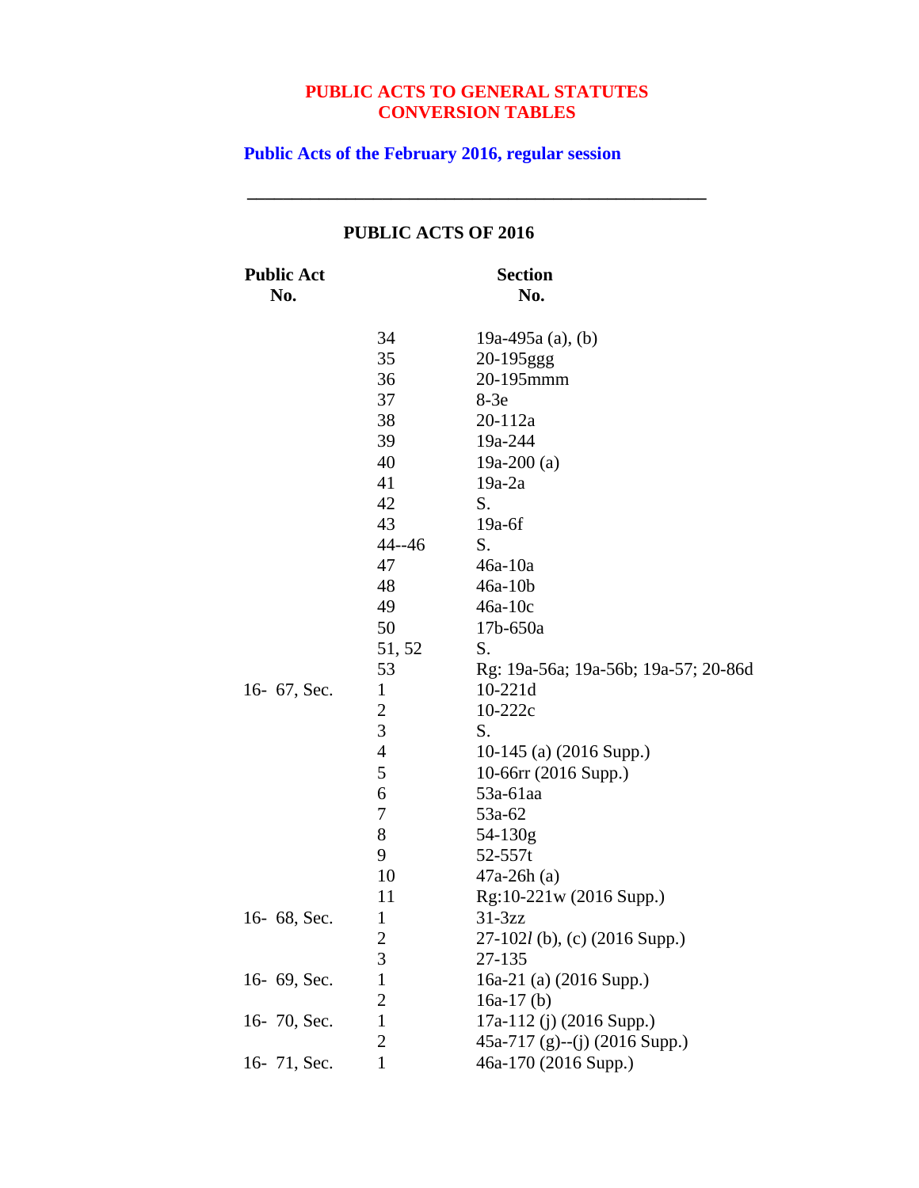**PUBLIC ACTS TO GENERAL STATUTES CONVERSION TABLES**

**Public Acts of the February 2016, regular session**

---

**PUBLIC ACTS OF 2016**

| Public Act No. | | Section No. |
|---|---|---|
| | 34 | 19a-495a (a), (b) |
| | 35 | 20-195ggg |
| | 36 | 20-195mmm |
| | 37 | 8-3e |
| | 38 | 20-112a |
| | 39 | 19a-244 |
| | 40 | 19a-200 (a) |
| | 41 | 19a-2a |
| | 42 | S. |
| | 43 | 19a-6f |
| | 44--46 | S. |
| | 47 | 46a-10a |
| | 48 | 46a-10b |
| | 49 | 46a-10c |
| | 50 | 17b-650a |
| | 51, 52 | S. |
| | 53 | Rg: 19a-56a; 19a-56b; 19a-57; 20-86d |
| 16- 67, Sec. | 1 | 10-221d |
| | 2 | 10-222c |
| | 3 | S. |
| | 4 | 10-145 (a) (2016 Supp.) |
| | 5 | 10-66rr (2016 Supp.) |
| | 6 | 53a-61aa |
| | 7 | 53a-62 |
| | 8 | 54-130g |
| | 9 | 52-557t |
| | 10 | 47a-26h (a) |
| | 11 | Rg:10-221w (2016 Supp.) |
| 16- 68, Sec. | 1 | 31-3zz |
| | 2 | 27-102*l* (b), (c) (2016 Supp.) |
| | 3 | 27-135 |
| 16- 69, Sec. | 1 | 16a-21 (a) (2016 Supp.) |
| | 2 | 16a-17 (b) |
| 16- 70, Sec. | 1 | 17a-112 (j) (2016 Supp.) |
| | 2 | 45a-717 (g)--(j) (2016 Supp.) |
| 16- 71, Sec. | 1 | 46a-170 (2016 Supp.) |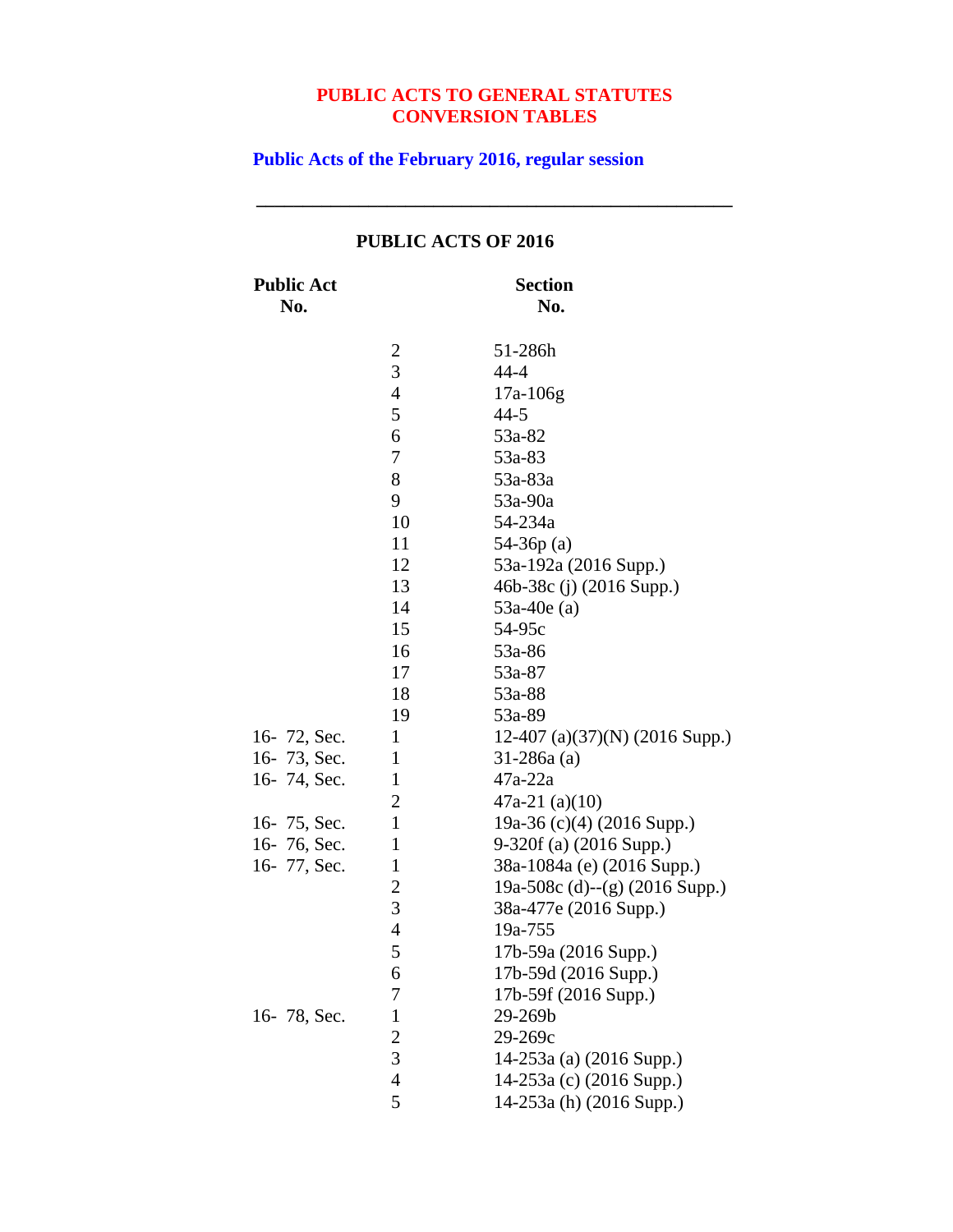# PUBLIC ACTS TO GENERAL STATUTES
# CONVERSION TABLES

## Public Acts of the February 2016, regular session

---

### PUBLIC ACTS OF 2016

| Public Act No. | | Section No. |
|---|---|---|
| | 2 | 51-286h |
| | 3 | 44-4 |
| | 4 | 17a-106g |
| | 5 | 44-5 |
| | 6 | 53a-82 |
| | 7 | 53a-83 |
| | 8 | 53a-83a |
| | 9 | 53a-90a |
| | 10 | 54-234a |
| | 11 | 54-36p (a) |
| | 12 | 53a-192a (2016 Supp.) |
| | 13 | 46b-38c (j) (2016 Supp.) |
| | 14 | 53a-40e (a) |
| | 15 | 54-95c |
| | 16 | 53a-86 |
| | 17 | 53a-87 |
| | 18 | 53a-88 |
| | 19 | 53a-89 |
| 16- 72, Sec. | 1 | 12-407 (a)(37)(N) (2016 Supp.) |
| 16- 73, Sec. | 1 | 31-286a (a) |
| 16- 74, Sec. | 1 | 47a-22a |
| | 2 | 47a-21 (a)(10) |
| 16- 75, Sec. | 1 | 19a-36 (c)(4) (2016 Supp.) |
| 16- 76, Sec. | 1 | 9-320f (a) (2016 Supp.) |
| 16- 77, Sec. | 1 | 38a-1084a (e) (2016 Supp.) |
| | 2 | 19a-508c (d)--(g) (2016 Supp.) |
| | 3 | 38a-477e (2016 Supp.) |
| | 4 | 19a-755 |
| | 5 | 17b-59a (2016 Supp.) |
| | 6 | 17b-59d (2016 Supp.) |
| | 7 | 17b-59f (2016 Supp.) |
| 16- 78, Sec. | 1 | 29-269b |
| | 2 | 29-269c |
| | 3 | 14-253a (a) (2016 Supp.) |
| | 4 | 14-253a (c) (2016 Supp.) |
| | 5 | 14-253a (h) (2016 Supp.) |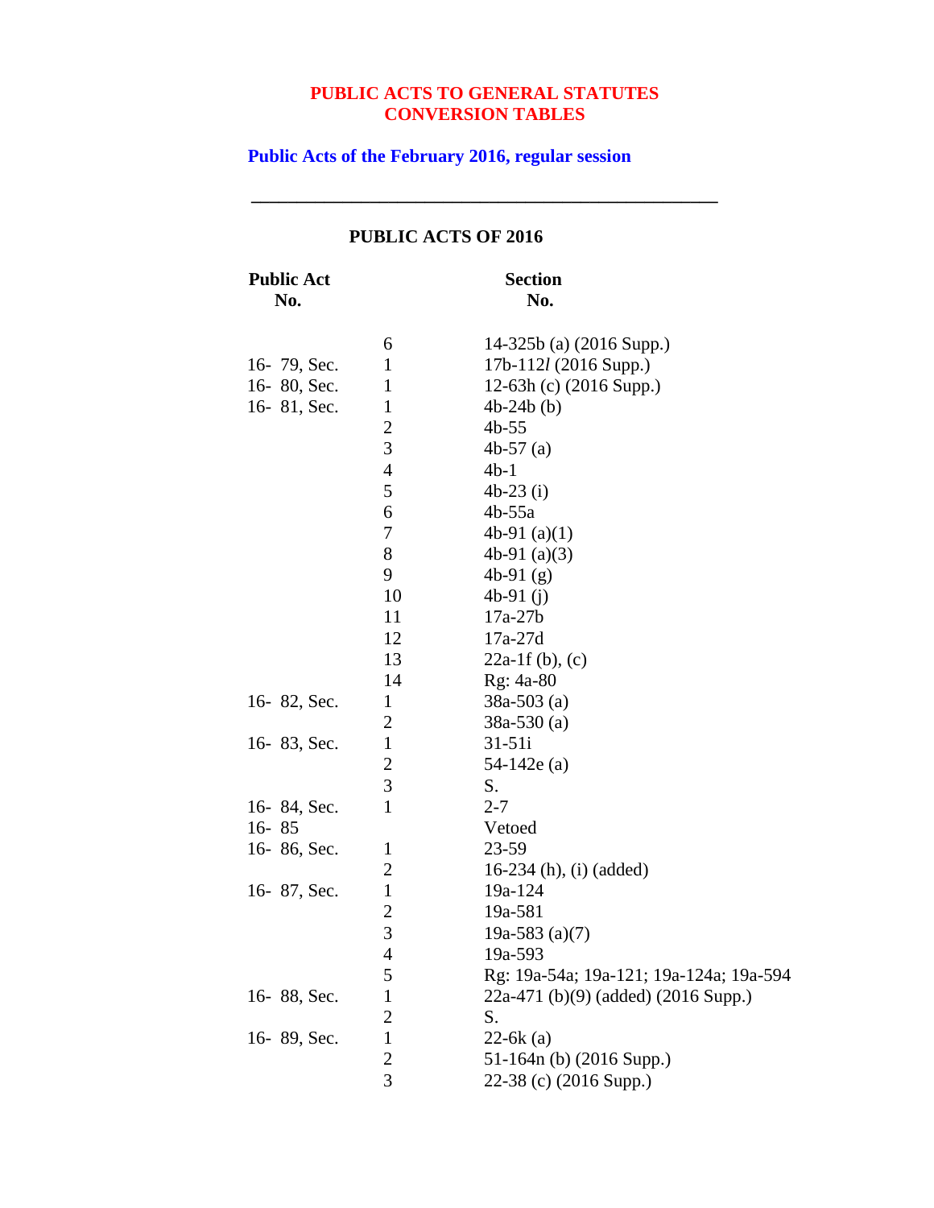# PUBLIC ACTS TO GENERAL STATUTES CONVERSION TABLES

## Public Acts of the February 2016, regular session

---

### PUBLIC ACTS OF 2016

| Public Act No. | | Section No. |
|---|---|---|
| | 6 | 14-325b (a) (2016 Supp.) |
| 16- 79, Sec. | 1 | 17b-112*l* (2016 Supp.) |
| 16- 80, Sec. | 1 | 12-63h (c) (2016 Supp.) |
| 16- 81, Sec. | 1 | 4b-24b (b) |
| | 2 | 4b-55 |
| | 3 | 4b-57 (a) |
| | 4 | 4b-1 |
| | 5 | 4b-23 (i) |
| | 6 | 4b-55a |
| | 7 | 4b-91 (a)(1) |
| | 8 | 4b-91 (a)(3) |
| | 9 | 4b-91 (g) |
| | 10 | 4b-91 (j) |
| | 11 | 17a-27b |
| | 12 | 17a-27d |
| | 13 | 22a-1f (b), (c) |
| | 14 | Rg: 4a-80 |
| 16- 82, Sec. | 1 | 38a-503 (a) |
| | 2 | 38a-530 (a) |
| 16- 83, Sec. | 1 | 31-51i |
| | 2 | 54-142e (a) |
| | 3 | S. |
| 16- 84, Sec. | 1 | 2-7 |
| 16- 85 | | Vetoed |
| 16- 86, Sec. | 1 | 23-59 |
| | 2 | 16-234 (h), (i) (added) |
| 16- 87, Sec. | 1 | 19a-124 |
| | 2 | 19a-581 |
| | 3 | 19a-583 (a)(7) |
| | 4 | 19a-593 |
| | 5 | Rg: 19a-54a; 19a-121; 19a-124a; 19a-594 |
| 16- 88, Sec. | 1 | 22a-471 (b)(9) (added) (2016 Supp.) |
| | 2 | S. |
| 16- 89, Sec. | 1 | 22-6k (a) |
| | 2 | 51-164n (b) (2016 Supp.) |
| | 3 | 22-38 (c) (2016 Supp.) |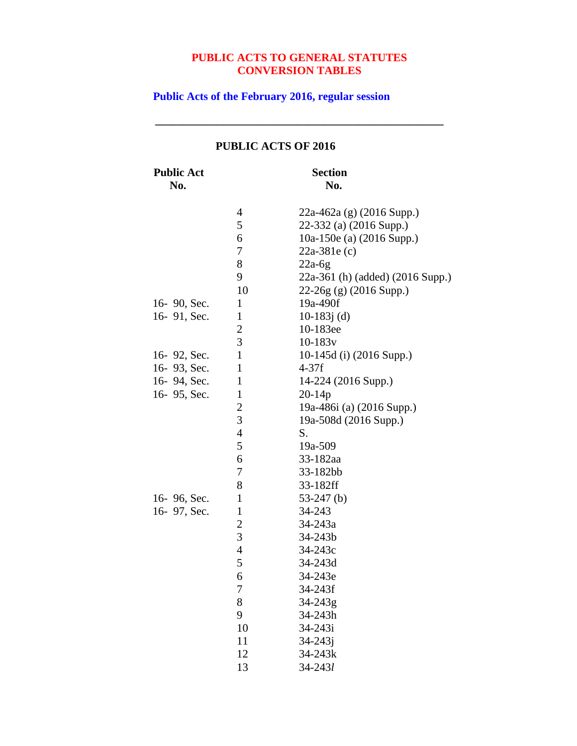# PUBLIC ACTS TO GENERAL STATUTES CONVERSION TABLES

## Public Acts of the February 2016, regular session

---

### PUBLIC ACTS OF 2016

| Public Act No. | | Section No. |
|---|---|---|
| | 4 | 22a-462a (g) (2016 Supp.) |
| | 5 | 22-332 (a) (2016 Supp.) |
| | 6 | 10a-150e (a) (2016 Supp.) |
| | 7 | 22a-381e (c) |
| | 8 | 22a-6g |
| | 9 | 22a-361 (h) (added) (2016 Supp.) |
| | 10 | 22-26g (g) (2016 Supp.) |
| 16- 90, Sec. | 1 | 19a-490f |
| 16- 91, Sec. | 1 | 10-183j (d) |
| | 2 | 10-183ee |
| | 3 | 10-183v |
| 16- 92, Sec. | 1 | 10-145d (i) (2016 Supp.) |
| 16- 93, Sec. | 1 | 4-37f |
| 16- 94, Sec. | 1 | 14-224 (2016 Supp.) |
| 16- 95, Sec. | 1 | 20-14p |
| | 2 | 19a-486i (a) (2016 Supp.) |
| | 3 | 19a-508d (2016 Supp.) |
| | 4 | S. |
| | 5 | 19a-509 |
| | 6 | 33-182aa |
| | 7 | 33-182bb |
| | 8 | 33-182ff |
| 16- 96, Sec. | 1 | 53-247 (b) |
| 16- 97, Sec. | 1 | 34-243 |
| | 2 | 34-243a |
| | 3 | 34-243b |
| | 4 | 34-243c |
| | 5 | 34-243d |
| | 6 | 34-243e |
| | 7 | 34-243f |
| | 8 | 34-243g |
| | 9 | 34-243h |
| | 10 | 34-243i |
| | 11 | 34-243j |
| | 12 | 34-243k |
| | 13 | 34-243*l* |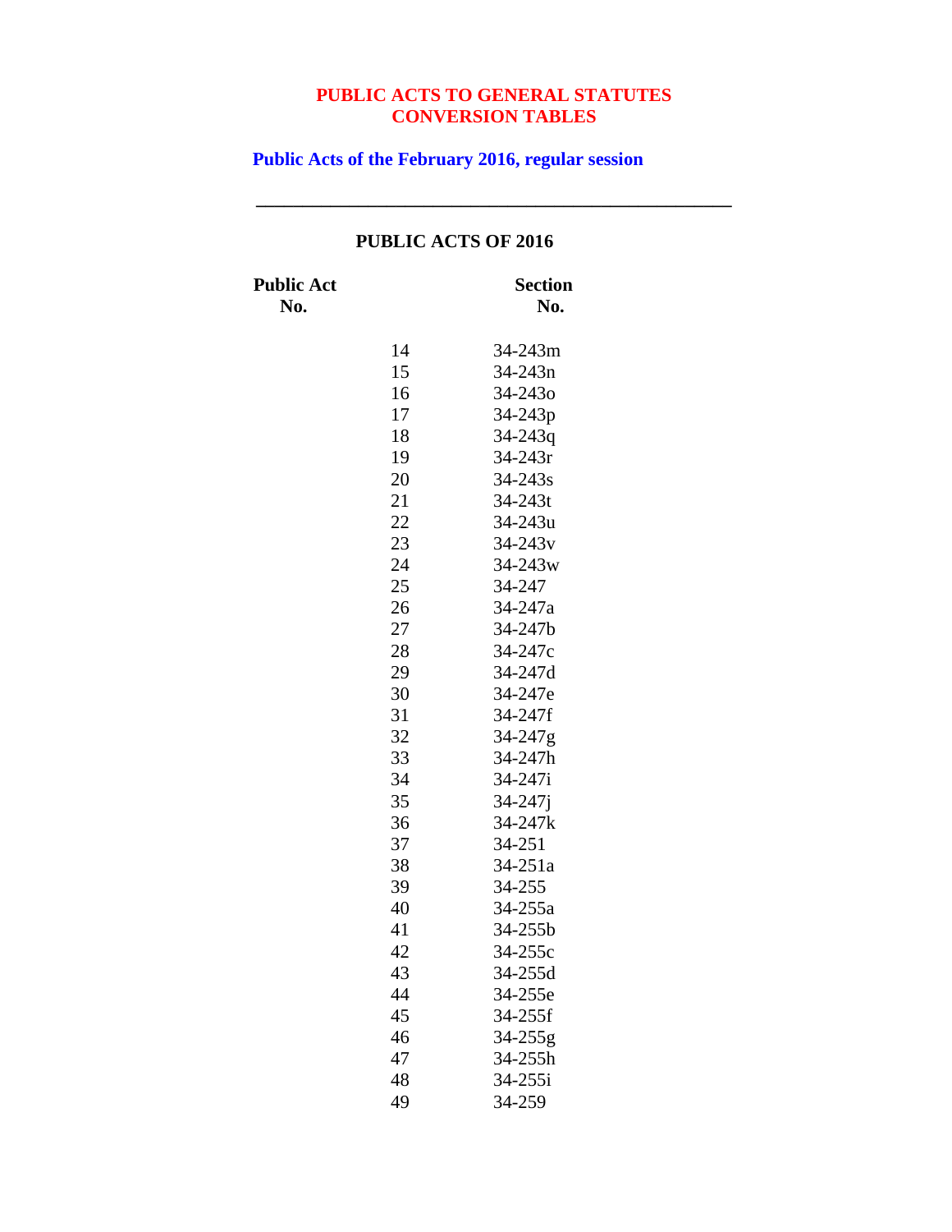# PUBLIC ACTS TO GENERAL STATUTES CONVERSION TABLES

## Public Acts of the February 2016, regular session

---

### PUBLIC ACTS OF 2016

| Public Act No. | Section No. |
|---|---|
| 14 | 34-243m |
| 15 | 34-243n |
| 16 | 34-243o |
| 17 | 34-243p |
| 18 | 34-243q |
| 19 | 34-243r |
| 20 | 34-243s |
| 21 | 34-243t |
| 22 | 34-243u |
| 23 | 34-243v |
| 24 | 34-243w |
| 25 | 34-247 |
| 26 | 34-247a |
| 27 | 34-247b |
| 28 | 34-247c |
| 29 | 34-247d |
| 30 | 34-247e |
| 31 | 34-247f |
| 32 | 34-247g |
| 33 | 34-247h |
| 34 | 34-247i |
| 35 | 34-247j |
| 36 | 34-247k |
| 37 | 34-251 |
| 38 | 34-251a |
| 39 | 34-255 |
| 40 | 34-255a |
| 41 | 34-255b |
| 42 | 34-255c |
| 43 | 34-255d |
| 44 | 34-255e |
| 45 | 34-255f |
| 46 | 34-255g |
| 47 | 34-255h |
| 48 | 34-255i |
| 49 | 34-259 |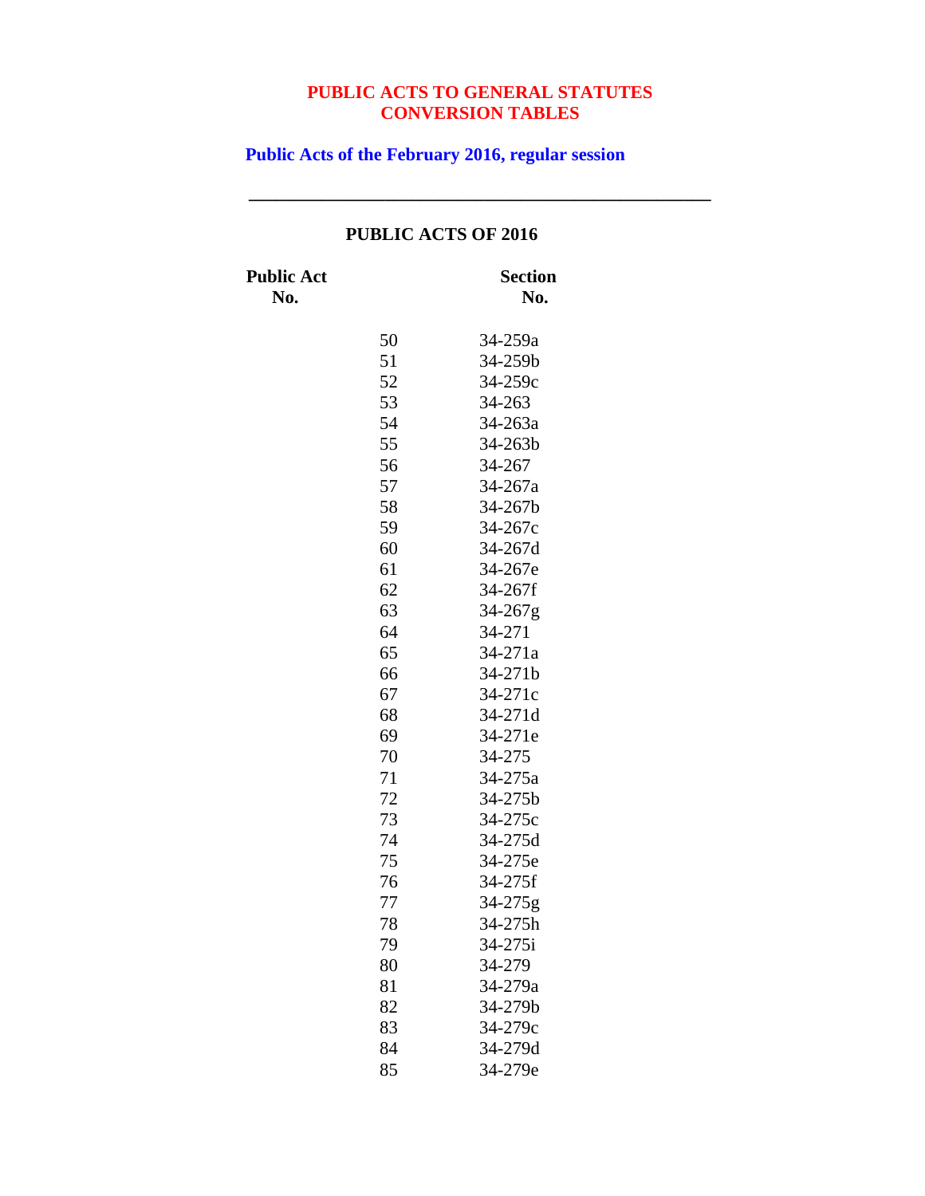# PUBLIC ACTS TO GENERAL STATUTES CONVERSION TABLES

## Public Acts of the February 2016, regular session

---

### PUBLIC ACTS OF 2016

| Public Act No. | Section No. |
|---|---|
| 50 | 34-259a |
| 51 | 34-259b |
| 52 | 34-259c |
| 53 | 34-263 |
| 54 | 34-263a |
| 55 | 34-263b |
| 56 | 34-267 |
| 57 | 34-267a |
| 58 | 34-267b |
| 59 | 34-267c |
| 60 | 34-267d |
| 61 | 34-267e |
| 62 | 34-267f |
| 63 | 34-267g |
| 64 | 34-271 |
| 65 | 34-271a |
| 66 | 34-271b |
| 67 | 34-271c |
| 68 | 34-271d |
| 69 | 34-271e |
| 70 | 34-275 |
| 71 | 34-275a |
| 72 | 34-275b |
| 73 | 34-275c |
| 74 | 34-275d |
| 75 | 34-275e |
| 76 | 34-275f |
| 77 | 34-275g |
| 78 | 34-275h |
| 79 | 34-275i |
| 80 | 34-279 |
| 81 | 34-279a |
| 82 | 34-279b |
| 83 | 34-279c |
| 84 | 34-279d |
| 85 | 34-279e |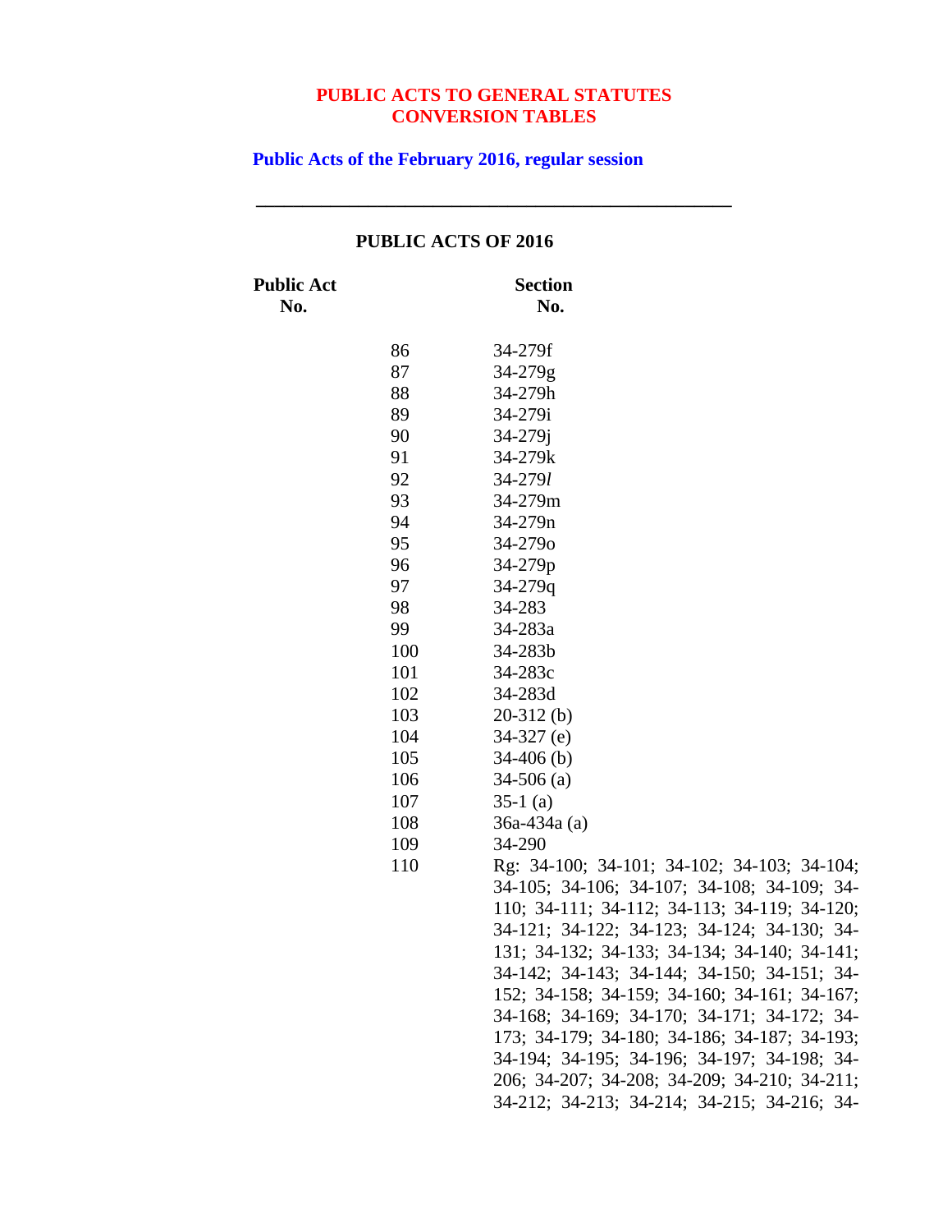**PUBLIC ACTS TO GENERAL STATUTES**
**CONVERSION TABLES**

**Public Acts of the February 2016, regular session**

---

**PUBLIC ACTS OF 2016**

| Public Act No. | | Section No. |
|---|---|---|
| | 86 | 34-279f |
| | 87 | 34-279g |
| | 88 | 34-279h |
| | 89 | 34-279i |
| | 90 | 34-279j |
| | 91 | 34-279k |
| | 92 | 34-279*l* |
| | 93 | 34-279m |
| | 94 | 34-279n |
| | 95 | 34-279o |
| | 96 | 34-279p |
| | 97 | 34-279q |
| | 98 | 34-283 |
| | 99 | 34-283a |
| | 100 | 34-283b |
| | 101 | 34-283c |
| | 102 | 34-283d |
| | 103 | 20-312 (b) |
| | 104 | 34-327 (e) |
| | 105 | 34-406 (b) |
| | 106 | 34-506 (a) |
| | 107 | 35-1 (a) |
| | 108 | 36a-434a (a) |
| | 109 | 34-290 |
| | 110 | Rg: 34-100; 34-101; 34-102; 34-103; 34-104; 34-105; 34-106; 34-107; 34-108; 34-109; 34-110; 34-111; 34-112; 34-113; 34-119; 34-120; 34-121; 34-122; 34-123; 34-124; 34-130; 34-131; 34-132; 34-133; 34-134; 34-140; 34-141; 34-142; 34-143; 34-144; 34-150; 34-151; 34-152; 34-158; 34-159; 34-160; 34-161; 34-167; 34-168; 34-169; 34-170; 34-171; 34-172; 34-173; 34-179; 34-180; 34-186; 34-187; 34-193; 34-194; 34-195; 34-196; 34-197; 34-198; 34-206; 34-207; 34-208; 34-209; 34-210; 34-211; 34-212; 34-213; 34-214; 34-215; 34-216; 34- |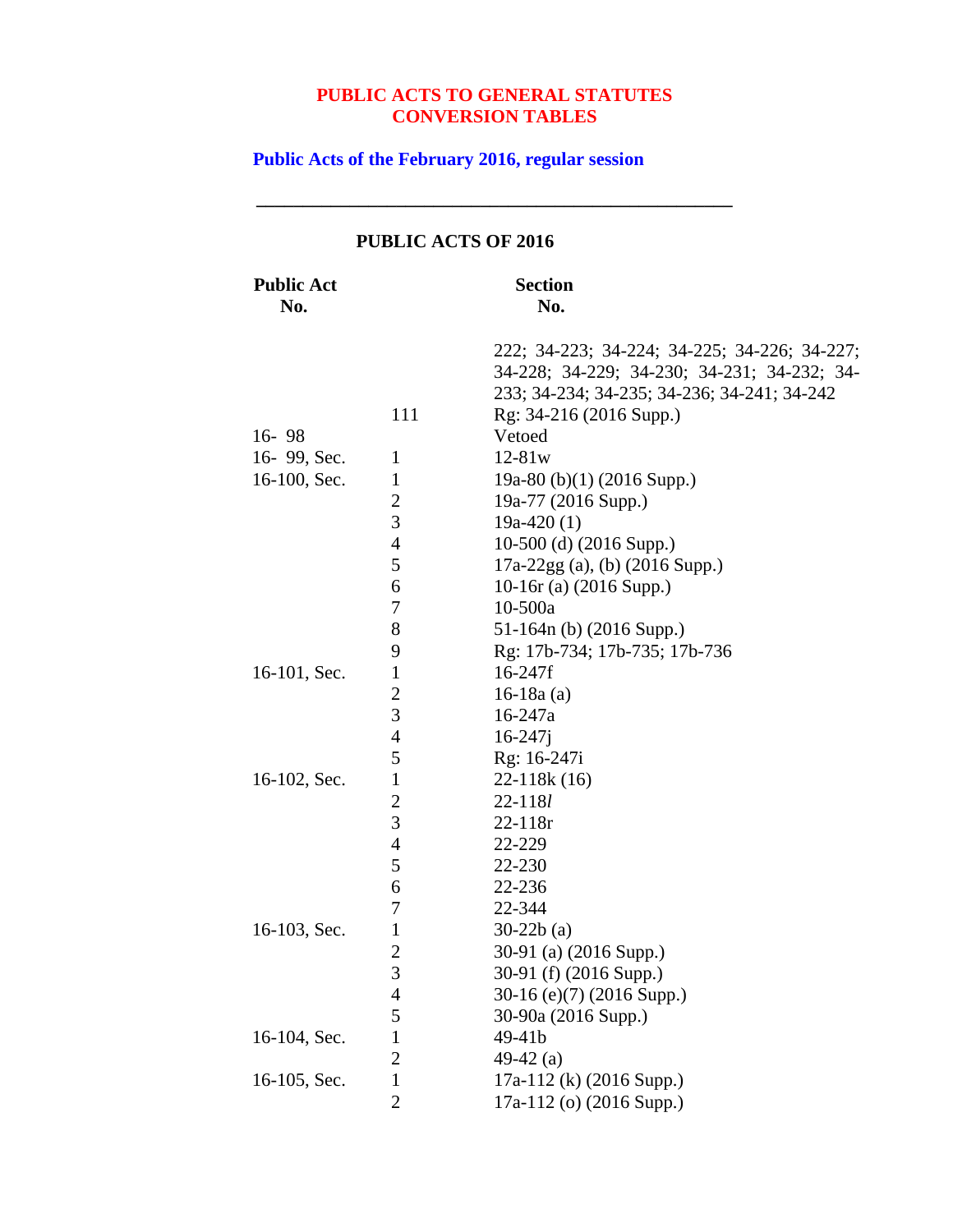# PUBLIC ACTS TO GENERAL STATUTES CONVERSION TABLES

## Public Acts of the February 2016, regular session

---

### PUBLIC ACTS OF 2016

| Public Act No. | | Section No. |
|---|---|---|
| | | 222; 34-223; 34-224; 34-225; 34-226; 34-227; 34-228; 34-229; 34-230; 34-231; 34-232; 34-233; 34-234; 34-235; 34-236; 34-241; 34-242 |
| | 111 | Rg: 34-216 (2016 Supp.) |
| 16- 98 | | Vetoed |
| 16- 99, Sec. | 1 | 12-81w |
| 16-100, Sec. | 1 | 19a-80 (b)(1) (2016 Supp.) |
| | 2 | 19a-77 (2016 Supp.) |
| | 3 | 19a-420 (1) |
| | 4 | 10-500 (d) (2016 Supp.) |
| | 5 | 17a-22gg (a), (b) (2016 Supp.) |
| | 6 | 10-16r (a) (2016 Supp.) |
| | 7 | 10-500a |
| | 8 | 51-164n (b) (2016 Supp.) |
| | 9 | Rg: 17b-734; 17b-735; 17b-736 |
| 16-101, Sec. | 1 | 16-247f |
| | 2 | 16-18a (a) |
| | 3 | 16-247a |
| | 4 | 16-247j |
| | 5 | Rg: 16-247i |
| 16-102, Sec. | 1 | 22-118k (16) |
| | 2 | 22-118*l* |
| | 3 | 22-118r |
| | 4 | 22-229 |
| | 5 | 22-230 |
| | 6 | 22-236 |
| | 7 | 22-344 |
| 16-103, Sec. | 1 | 30-22b (a) |
| | 2 | 30-91 (a) (2016 Supp.) |
| | 3 | 30-91 (f) (2016 Supp.) |
| | 4 | 30-16 (e)(7) (2016 Supp.) |
| | 5 | 30-90a (2016 Supp.) |
| 16-104, Sec. | 1 | 49-41b |
| | 2 | 49-42 (a) |
| 16-105, Sec. | 1 | 17a-112 (k) (2016 Supp.) |
| | 2 | 17a-112 (o) (2016 Supp.) |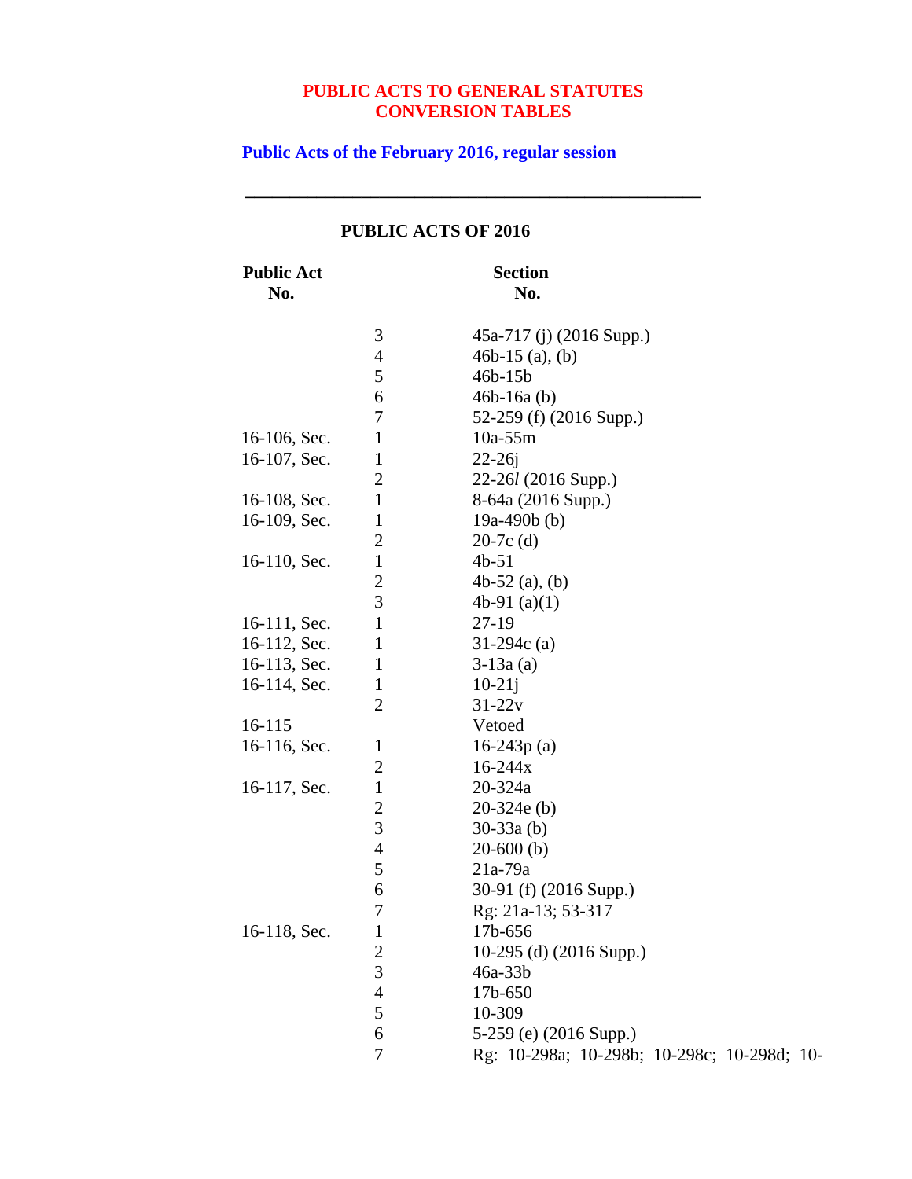# PUBLIC ACTS TO GENERAL STATUTES CONVERSION TABLES

## Public Acts of the February 2016, regular session

---

### PUBLIC ACTS OF 2016

| Public Act No. | | Section No. |
|---|---|---|
| | 3 | 45a-717 (j) (2016 Supp.) |
| | 4 | 46b-15 (a), (b) |
| | 5 | 46b-15b |
| | 6 | 46b-16a (b) |
| | 7 | 52-259 (f) (2016 Supp.) |
| 16-106, Sec. | 1 | 10a-55m |
| 16-107, Sec. | 1 | 22-26j |
| | 2 | 22-26*l* (2016 Supp.) |
| 16-108, Sec. | 1 | 8-64a (2016 Supp.) |
| 16-109, Sec. | 1 | 19a-490b (b) |
| | 2 | 20-7c (d) |
| 16-110, Sec. | 1 | 4b-51 |
| | 2 | 4b-52 (a), (b) |
| | 3 | 4b-91 (a)(1) |
| 16-111, Sec. | 1 | 27-19 |
| 16-112, Sec. | 1 | 31-294c (a) |
| 16-113, Sec. | 1 | 3-13a (a) |
| 16-114, Sec. | 1 | 10-21j |
| | 2 | 31-22v |
| 16-115 | | Vetoed |
| 16-116, Sec. | 1 | 16-243p (a) |
| | 2 | 16-244x |
| 16-117, Sec. | 1 | 20-324a |
| | 2 | 20-324e (b) |
| | 3 | 30-33a (b) |
| | 4 | 20-600 (b) |
| | 5 | 21a-79a |
| | 6 | 30-91 (f) (2016 Supp.) |
| | 7 | Rg: 21a-13; 53-317 |
| 16-118, Sec. | 1 | 17b-656 |
| | 2 | 10-295 (d) (2016 Supp.) |
| | 3 | 46a-33b |
| | 4 | 17b-650 |
| | 5 | 10-309 |
| | 6 | 5-259 (e) (2016 Supp.) |
| | 7 | Rg: 10-298a; 10-298b; 10-298c; 10-298d; 10- |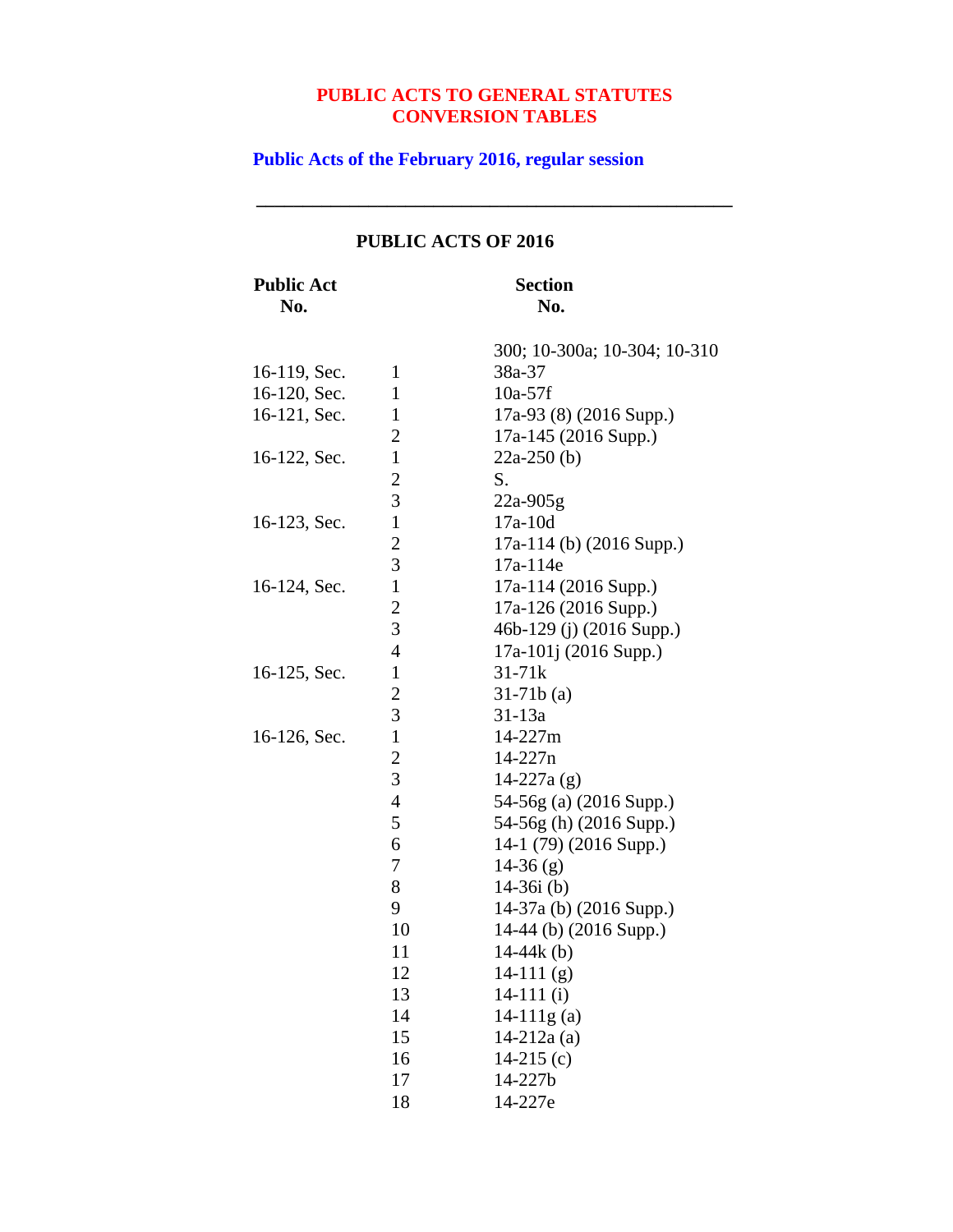**PUBLIC ACTS TO GENERAL STATUTES CONVERSION TABLES**

**Public Acts of the February 2016, regular session**

---

**PUBLIC ACTS OF 2016**

| Public Act No. | | Section No. |
|---|---|---|
| | | 300; 10-300a; 10-304; 10-310 |
| 16-119, Sec. | 1 | 38a-37 |
| 16-120, Sec. | 1 | 10a-57f |
| 16-121, Sec. | 1 | 17a-93 (8) (2016 Supp.) |
| | 2 | 17a-145 (2016 Supp.) |
| 16-122, Sec. | 1 | 22a-250 (b) |
| | 2 | S. |
| | 3 | 22a-905g |
| 16-123, Sec. | 1 | 17a-10d |
| | 2 | 17a-114 (b) (2016 Supp.) |
| | 3 | 17a-114e |
| 16-124, Sec. | 1 | 17a-114 (2016 Supp.) |
| | 2 | 17a-126 (2016 Supp.) |
| | 3 | 46b-129 (j) (2016 Supp.) |
| | 4 | 17a-101j (2016 Supp.) |
| 16-125, Sec. | 1 | 31-71k |
| | 2 | 31-71b (a) |
| | 3 | 31-13a |
| 16-126, Sec. | 1 | 14-227m |
| | 2 | 14-227n |
| | 3 | 14-227a (g) |
| | 4 | 54-56g (a) (2016 Supp.) |
| | 5 | 54-56g (h) (2016 Supp.) |
| | 6 | 14-1 (79) (2016 Supp.) |
| | 7 | 14-36 (g) |
| | 8 | 14-36i (b) |
| | 9 | 14-37a (b) (2016 Supp.) |
| | 10 | 14-44 (b) (2016 Supp.) |
| | 11 | 14-44k (b) |
| | 12 | 14-111 (g) |
| | 13 | 14-111 (i) |
| | 14 | 14-111g (a) |
| | 15 | 14-212a (a) |
| | 16 | 14-215 (c) |
| | 17 | 14-227b |
| | 18 | 14-227e |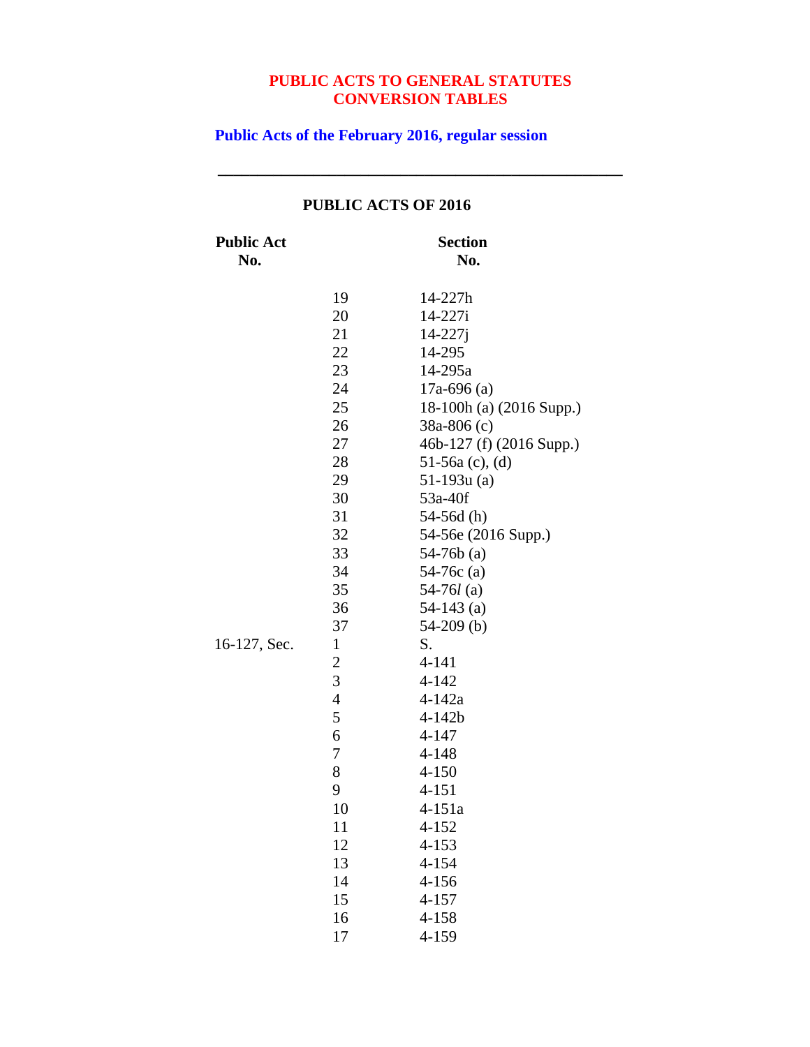# PUBLIC ACTS TO GENERAL STATUTES CONVERSION TABLES

## Public Acts of the February 2016, regular session

---

### PUBLIC ACTS OF 2016

| Public Act No. | | Section No. |
|---|---|---|
| | 19 | 14-227h |
| | 20 | 14-227i |
| | 21 | 14-227j |
| | 22 | 14-295 |
| | 23 | 14-295a |
| | 24 | 17a-696 (a) |
| | 25 | 18-100h (a) (2016 Supp.) |
| | 26 | 38a-806 (c) |
| | 27 | 46b-127 (f) (2016 Supp.) |
| | 28 | 51-56a (c), (d) |
| | 29 | 51-193u (a) |
| | 30 | 53a-40f |
| | 31 | 54-56d (h) |
| | 32 | 54-56e (2016 Supp.) |
| | 33 | 54-76b (a) |
| | 34 | 54-76c (a) |
| | 35 | 54-76*l* (a) |
| | 36 | 54-143 (a) |
| | 37 | 54-209 (b) |
| 16-127, Sec. | 1 | S. |
| | 2 | 4-141 |
| | 3 | 4-142 |
| | 4 | 4-142a |
| | 5 | 4-142b |
| | 6 | 4-147 |
| | 7 | 4-148 |
| | 8 | 4-150 |
| | 9 | 4-151 |
| | 10 | 4-151a |
| | 11 | 4-152 |
| | 12 | 4-153 |
| | 13 | 4-154 |
| | 14 | 4-156 |
| | 15 | 4-157 |
| | 16 | 4-158 |
| | 17 | 4-159 |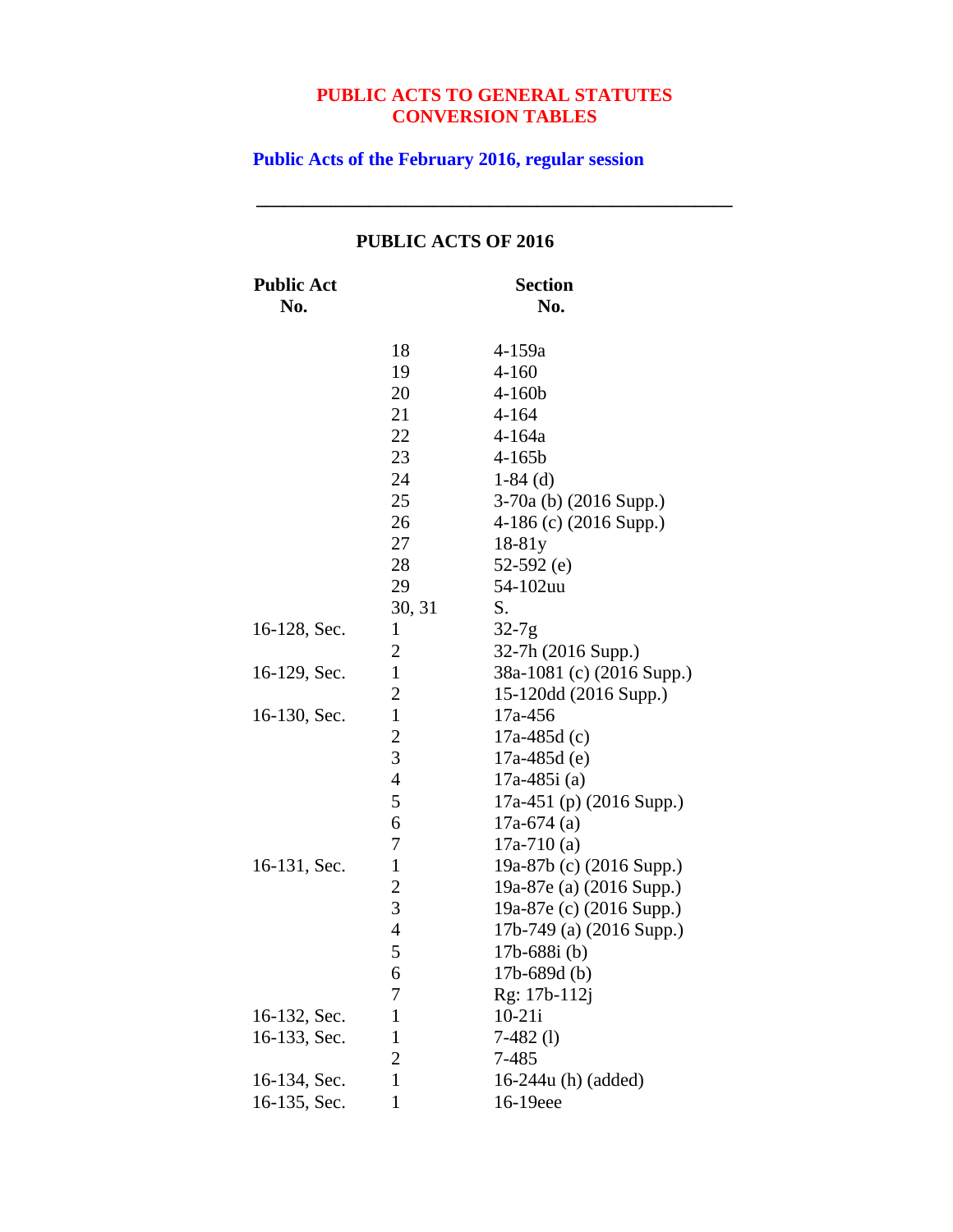# PUBLIC ACTS TO GENERAL STATUTES CONVERSION TABLES

## Public Acts of the February 2016, regular session

---

### PUBLIC ACTS OF 2016

| Public Act No. | | Section No. |
|---|---|---|
| | 18 | 4-159a |
| | 19 | 4-160 |
| | 20 | 4-160b |
| | 21 | 4-164 |
| | 22 | 4-164a |
| | 23 | 4-165b |
| | 24 | 1-84 (d) |
| | 25 | 3-70a (b) (2016 Supp.) |
| | 26 | 4-186 (c) (2016 Supp.) |
| | 27 | 18-81y |
| | 28 | 52-592 (e) |
| | 29 | 54-102uu |
| | 30, 31 | S. |
| 16-128, Sec. | 1 | 32-7g |
| | 2 | 32-7h (2016 Supp.) |
| 16-129, Sec. | 1 | 38a-1081 (c) (2016 Supp.) |
| | 2 | 15-120dd (2016 Supp.) |
| 16-130, Sec. | 1 | 17a-456 |
| | 2 | 17a-485d (c) |
| | 3 | 17a-485d (e) |
| | 4 | 17a-485i (a) |
| | 5 | 17a-451 (p) (2016 Supp.) |
| | 6 | 17a-674 (a) |
| | 7 | 17a-710 (a) |
| 16-131, Sec. | 1 | 19a-87b (c) (2016 Supp.) |
| | 2 | 19a-87e (a) (2016 Supp.) |
| | 3 | 19a-87e (c) (2016 Supp.) |
| | 4 | 17b-749 (a) (2016 Supp.) |
| | 5 | 17b-688i (b) |
| | 6 | 17b-689d (b) |
| | 7 | Rg: 17b-112j |
| 16-132, Sec. | 1 | 10-21i |
| 16-133, Sec. | 1 | 7-482 (l) |
| | 2 | 7-485 |
| 16-134, Sec. | 1 | 16-244u (h) (added) |
| 16-135, Sec. | 1 | 16-19eee |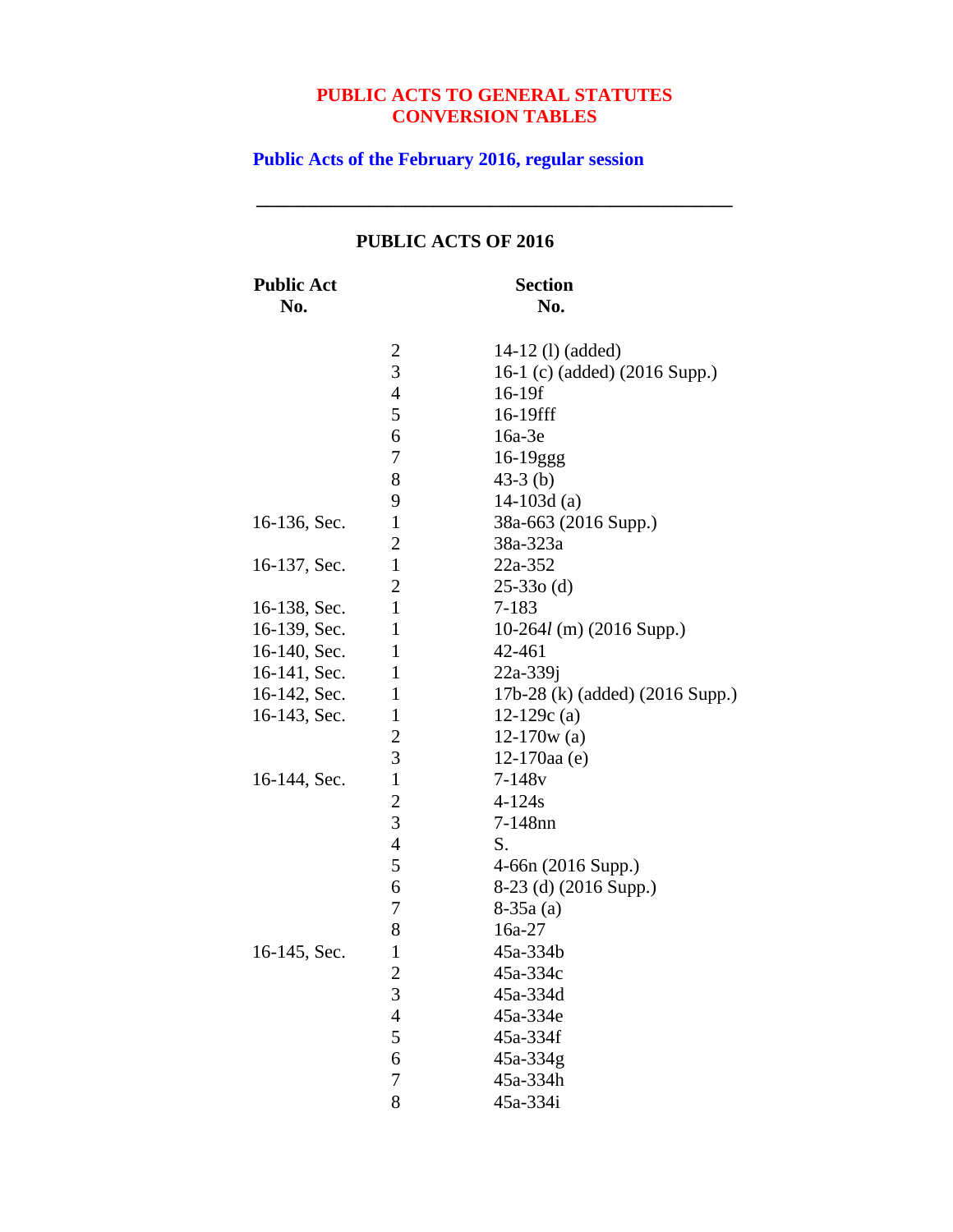**PUBLIC ACTS TO GENERAL STATUTES CONVERSION TABLES**

**Public Acts of the February 2016, regular session**

---

**PUBLIC ACTS OF 2016**

| Public Act No. | | Section No. |
|---|---|---|
| | 2 | 14-12 (l) (added) |
| | 3 | 16-1 (c) (added) (2016 Supp.) |
| | 4 | 16-19f |
| | 5 | 16-19fff |
| | 6 | 16a-3e |
| | 7 | 16-19ggg |
| | 8 | 43-3 (b) |
| | 9 | 14-103d (a) |
| 16-136, Sec. | 1 | 38a-663 (2016 Supp.) |
| | 2 | 38a-323a |
| 16-137, Sec. | 1 | 22a-352 |
| | 2 | 25-33o (d) |
| 16-138, Sec. | 1 | 7-183 |
| 16-139, Sec. | 1 | 10-264*l* (m) (2016 Supp.) |
| 16-140, Sec. | 1 | 42-461 |
| 16-141, Sec. | 1 | 22a-339j |
| 16-142, Sec. | 1 | 17b-28 (k) (added) (2016 Supp.) |
| 16-143, Sec. | 1 | 12-129c (a) |
| | 2 | 12-170w (a) |
| | 3 | 12-170aa (e) |
| 16-144, Sec. | 1 | 7-148v |
| | 2 | 4-124s |
| | 3 | 7-148nn |
| | 4 | S. |
| | 5 | 4-66n (2016 Supp.) |
| | 6 | 8-23 (d) (2016 Supp.) |
| | 7 | 8-35a (a) |
| | 8 | 16a-27 |
| 16-145, Sec. | 1 | 45a-334b |
| | 2 | 45a-334c |
| | 3 | 45a-334d |
| | 4 | 45a-334e |
| | 5 | 45a-334f |
| | 6 | 45a-334g |
| | 7 | 45a-334h |
| | 8 | 45a-334i |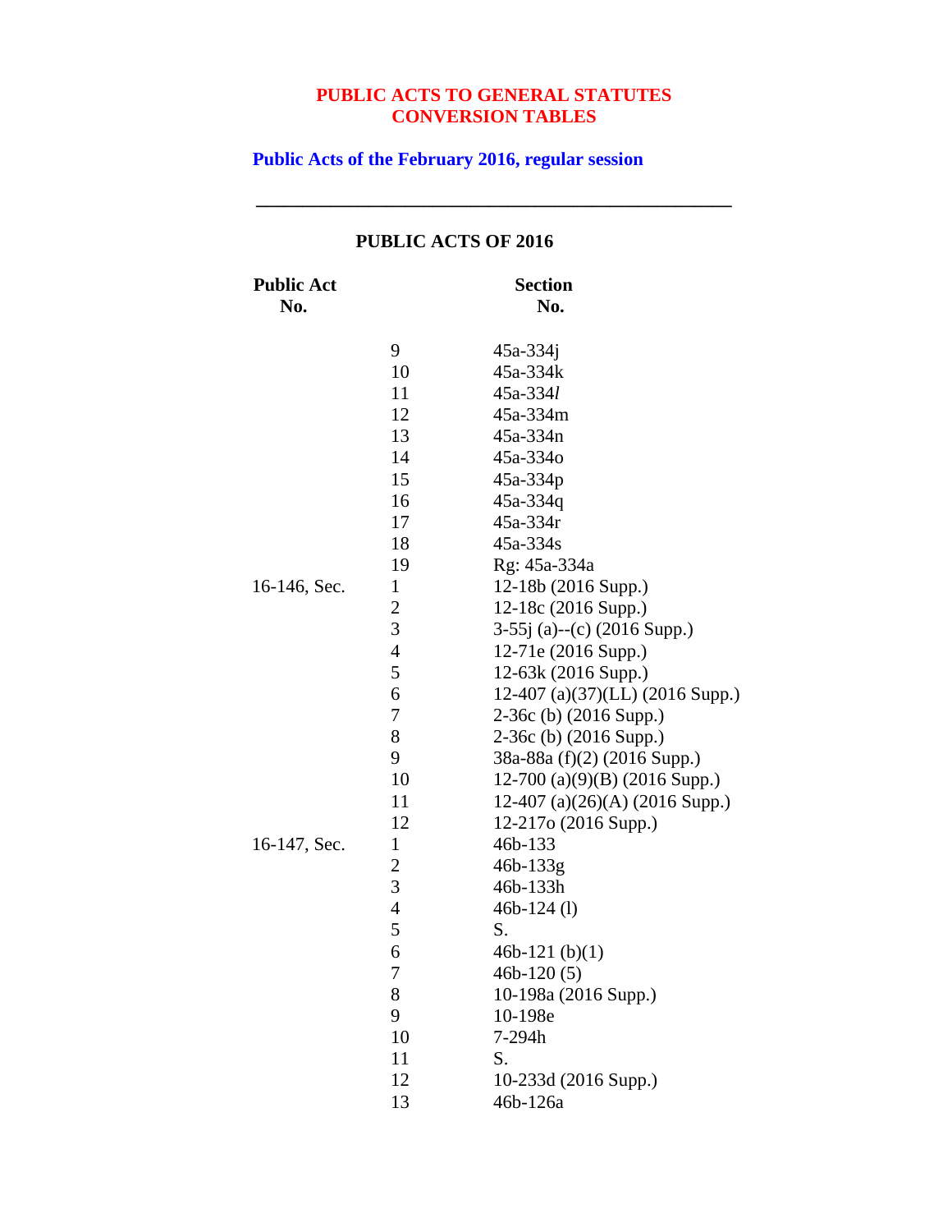# PUBLIC ACTS TO GENERAL STATUTES CONVERSION TABLES

## Public Acts of the February 2016, regular session

---

### PUBLIC ACTS OF 2016

| Public Act No. | | Section No. |
|---|---|---|
| | 9 | 45a-334j |
| | 10 | 45a-334k |
| | 11 | 45a-334*l* |
| | 12 | 45a-334m |
| | 13 | 45a-334n |
| | 14 | 45a-334o |
| | 15 | 45a-334p |
| | 16 | 45a-334q |
| | 17 | 45a-334r |
| | 18 | 45a-334s |
| | 19 | Rg: 45a-334a |
| 16-146, Sec. | 1 | 12-18b (2016 Supp.) |
| | 2 | 12-18c (2016 Supp.) |
| | 3 | 3-55j (a)--(c) (2016 Supp.) |
| | 4 | 12-71e (2016 Supp.) |
| | 5 | 12-63k (2016 Supp.) |
| | 6 | 12-407 (a)(37)(LL) (2016 Supp.) |
| | 7 | 2-36c (b) (2016 Supp.) |
| | 8 | 2-36c (b) (2016 Supp.) |
| | 9 | 38a-88a (f)(2) (2016 Supp.) |
| | 10 | 12-700 (a)(9)(B) (2016 Supp.) |
| | 11 | 12-407 (a)(26)(A) (2016 Supp.) |
| | 12 | 12-217o (2016 Supp.) |
| 16-147, Sec. | 1 | 46b-133 |
| | 2 | 46b-133g |
| | 3 | 46b-133h |
| | 4 | 46b-124 (l) |
| | 5 | S. |
| | 6 | 46b-121 (b)(1) |
| | 7 | 46b-120 (5) |
| | 8 | 10-198a (2016 Supp.) |
| | 9 | 10-198e |
| | 10 | 7-294h |
| | 11 | S. |
| | 12 | 10-233d (2016 Supp.) |
| | 13 | 46b-126a |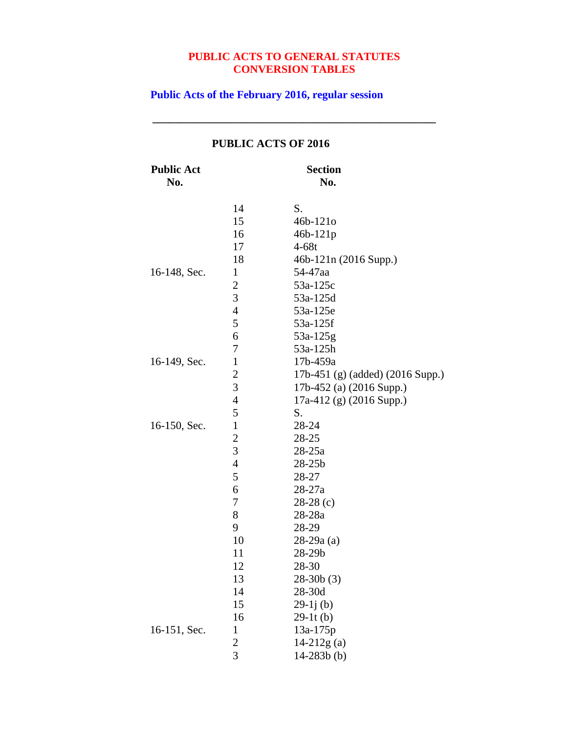# PUBLIC ACTS TO GENERAL STATUTES CONVERSION TABLES

## Public Acts of the February 2016, regular session

---

### PUBLIC ACTS OF 2016

| Public Act No. | | Section No. |
|---|---|---|
| | 14 | S. |
| | 15 | 46b-121o |
| | 16 | 46b-121p |
| | 17 | 4-68t |
| | 18 | 46b-121n (2016 Supp.) |
| 16-148, Sec. | 1 | 54-47aa |
| | 2 | 53a-125c |
| | 3 | 53a-125d |
| | 4 | 53a-125e |
| | 5 | 53a-125f |
| | 6 | 53a-125g |
| | 7 | 53a-125h |
| 16-149, Sec. | 1 | 17b-459a |
| | 2 | 17b-451 (g) (added) (2016 Supp.) |
| | 3 | 17b-452 (a) (2016 Supp.) |
| | 4 | 17a-412 (g) (2016 Supp.) |
| | 5 | S. |
| 16-150, Sec. | 1 | 28-24 |
| | 2 | 28-25 |
| | 3 | 28-25a |
| | 4 | 28-25b |
| | 5 | 28-27 |
| | 6 | 28-27a |
| | 7 | 28-28 (c) |
| | 8 | 28-28a |
| | 9 | 28-29 |
| | 10 | 28-29a (a) |
| | 11 | 28-29b |
| | 12 | 28-30 |
| | 13 | 28-30b (3) |
| | 14 | 28-30d |
| | 15 | 29-1j (b) |
| | 16 | 29-1t (b) |
| 16-151, Sec. | 1 | 13a-175p |
| | 2 | 14-212g (a) |
| | 3 | 14-283b (b) |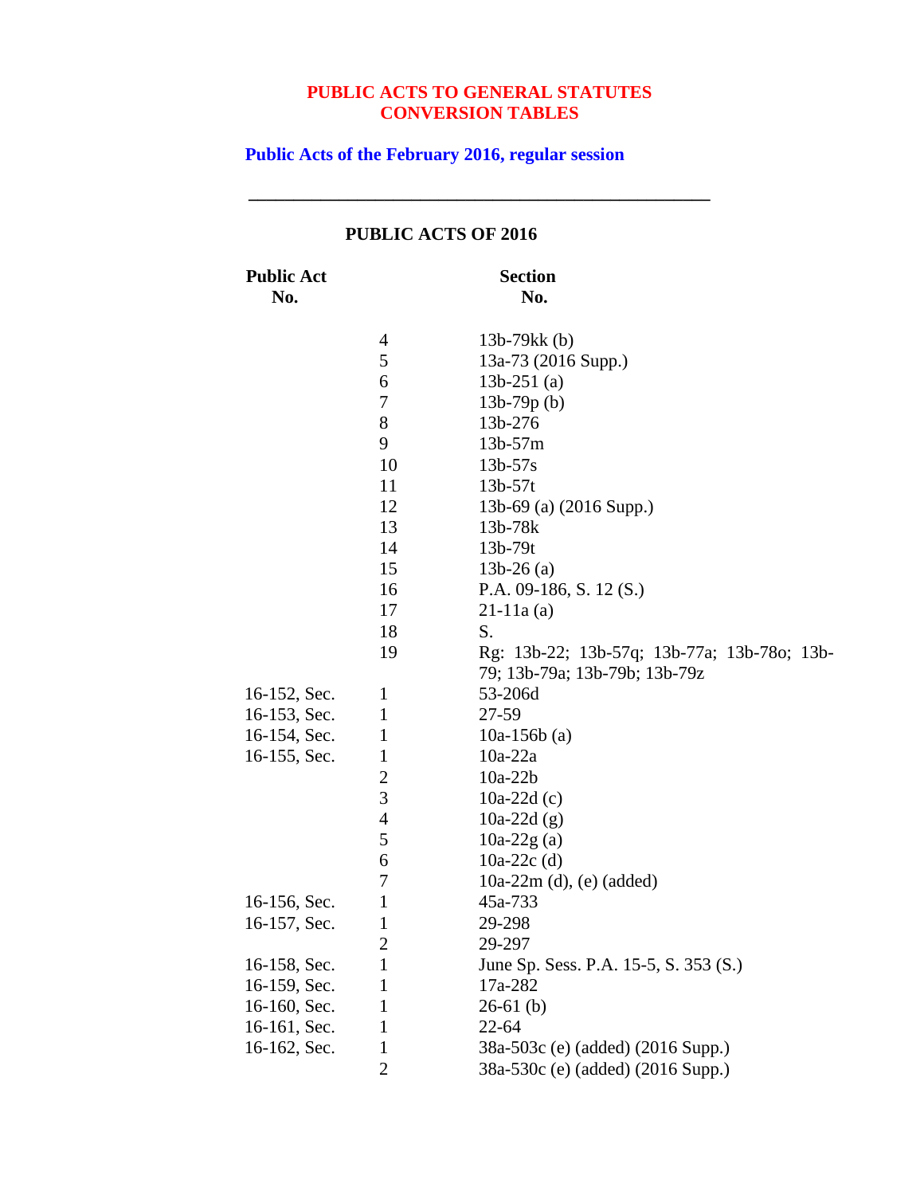**PUBLIC ACTS TO GENERAL STATUTES**
**CONVERSION TABLES**

**Public Acts of the February 2016, regular session**

---

**PUBLIC ACTS OF 2016**

| Public Act No. | | Section No. |
|---|---|---|
| | 4 | 13b-79kk (b) |
| | 5 | 13a-73 (2016 Supp.) |
| | 6 | 13b-251 (a) |
| | 7 | 13b-79p (b) |
| | 8 | 13b-276 |
| | 9 | 13b-57m |
| | 10 | 13b-57s |
| | 11 | 13b-57t |
| | 12 | 13b-69 (a) (2016 Supp.) |
| | 13 | 13b-78k |
| | 14 | 13b-79t |
| | 15 | 13b-26 (a) |
| | 16 | P.A. 09-186, S. 12 (S.) |
| | 17 | 21-11a (a) |
| | 18 | S. |
| | 19 | Rg: 13b-22; 13b-57q; 13b-77a; 13b-78o; 13b-79; 13b-79a; 13b-79b; 13b-79z |
| 16-152, Sec. | 1 | 53-206d |
| 16-153, Sec. | 1 | 27-59 |
| 16-154, Sec. | 1 | 10a-156b (a) |
| 16-155, Sec. | 1 | 10a-22a |
| | 2 | 10a-22b |
| | 3 | 10a-22d (c) |
| | 4 | 10a-22d (g) |
| | 5 | 10a-22g (a) |
| | 6 | 10a-22c (d) |
| | 7 | 10a-22m (d), (e) (added) |
| 16-156, Sec. | 1 | 45a-733 |
| 16-157, Sec. | 1 | 29-298 |
| | 2 | 29-297 |
| 16-158, Sec. | 1 | June Sp. Sess. P.A. 15-5, S. 353 (S.) |
| 16-159, Sec. | 1 | 17a-282 |
| 16-160, Sec. | 1 | 26-61 (b) |
| 16-161, Sec. | 1 | 22-64 |
| 16-162, Sec. | 1 | 38a-503c (e) (added) (2016 Supp.) |
| | 2 | 38a-530c (e) (added) (2016 Supp.) |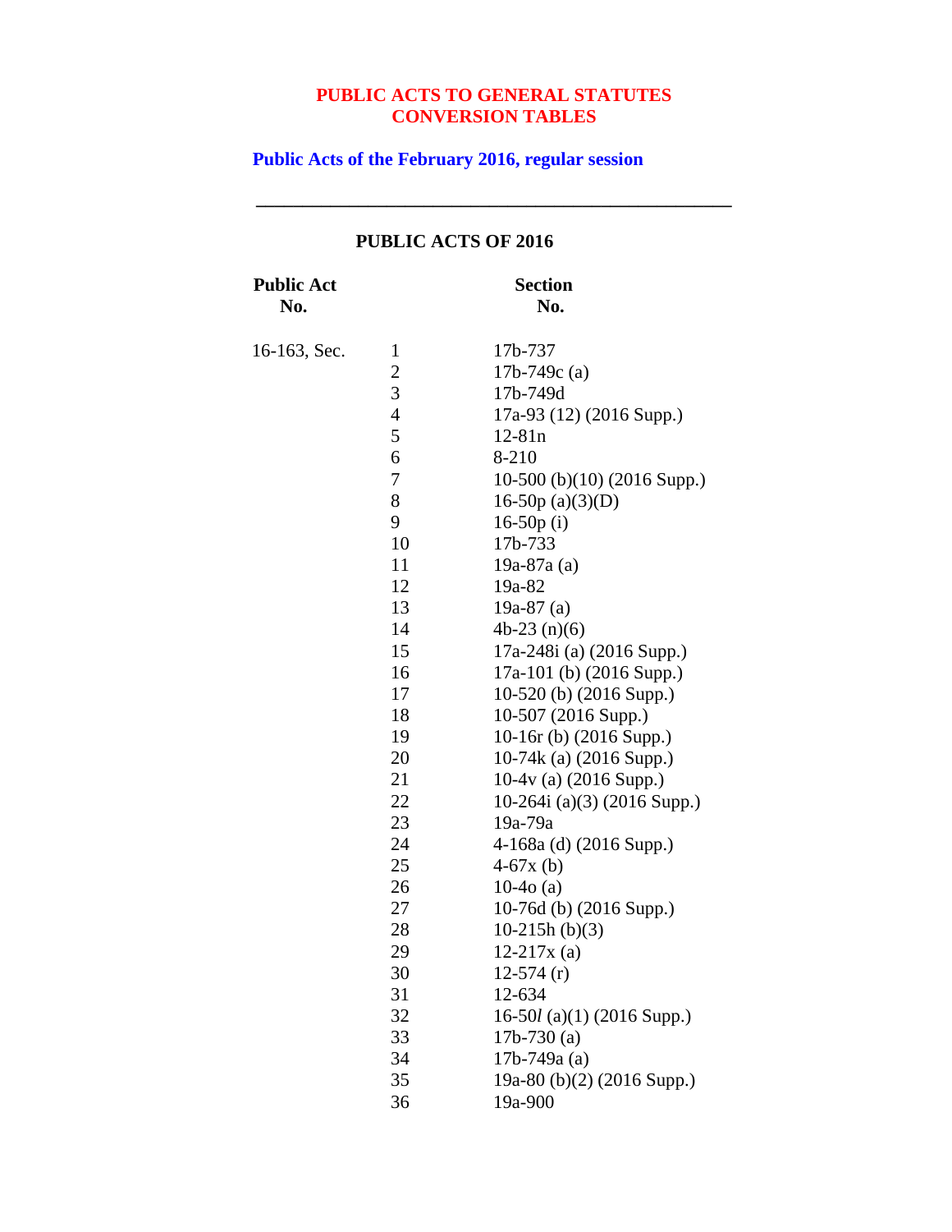**PUBLIC ACTS TO GENERAL STATUTES**
**CONVERSION TABLES**

**Public Acts of the February 2016, regular session**

---

## PUBLIC ACTS OF 2016

| Public Act No. | | Section No. |
|---|---|---|
| 16-163, Sec. | 1 | 17b-737 |
| | 2 | 17b-749c (a) |
| | 3 | 17b-749d |
| | 4 | 17a-93 (12) (2016 Supp.) |
| | 5 | 12-81n |
| | 6 | 8-210 |
| | 7 | 10-500 (b)(10) (2016 Supp.) |
| | 8 | 16-50p (a)(3)(D) |
| | 9 | 16-50p (i) |
| | 10 | 17b-733 |
| | 11 | 19a-87a (a) |
| | 12 | 19a-82 |
| | 13 | 19a-87 (a) |
| | 14 | 4b-23 (n)(6) |
| | 15 | 17a-248i (a) (2016 Supp.) |
| | 16 | 17a-101 (b) (2016 Supp.) |
| | 17 | 10-520 (b) (2016 Supp.) |
| | 18 | 10-507 (2016 Supp.) |
| | 19 | 10-16r (b) (2016 Supp.) |
| | 20 | 10-74k (a) (2016 Supp.) |
| | 21 | 10-4v (a) (2016 Supp.) |
| | 22 | 10-264i (a)(3) (2016 Supp.) |
| | 23 | 19a-79a |
| | 24 | 4-168a (d) (2016 Supp.) |
| | 25 | 4-67x (b) |
| | 26 | 10-4o (a) |
| | 27 | 10-76d (b) (2016 Supp.) |
| | 28 | 10-215h (b)(3) |
| | 29 | 12-217x (a) |
| | 30 | 12-574 (r) |
| | 31 | 12-634 |
| | 32 | 16-50*l* (a)(1) (2016 Supp.) |
| | 33 | 17b-730 (a) |
| | 34 | 17b-749a (a) |
| | 35 | 19a-80 (b)(2) (2016 Supp.) |
| | 36 | 19a-900 |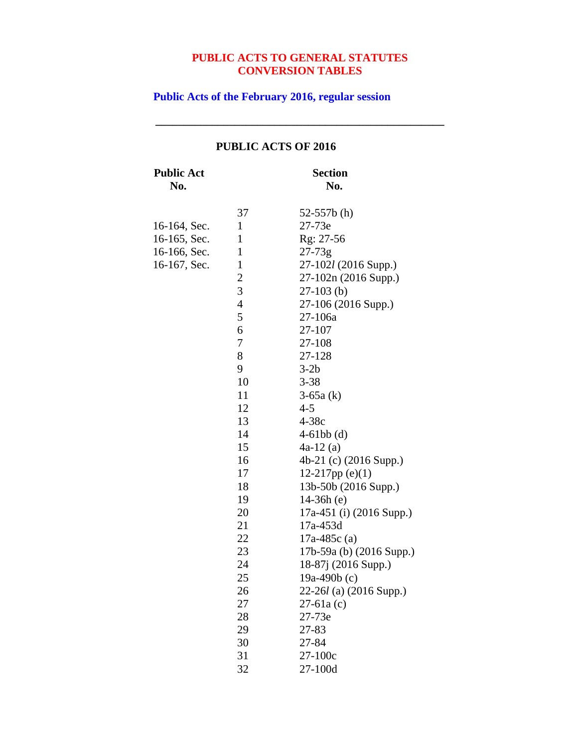**PUBLIC ACTS TO GENERAL STATUTES CONVERSION TABLES**

**Public Acts of the February 2016, regular session**

---

## PUBLIC ACTS OF 2016

| Public Act No. | | Section No. |
|---|---|---|
| | 37 | 52-557b (h) |
| 16-164, Sec. | 1 | 27-73e |
| 16-165, Sec. | 1 | Rg: 27-56 |
| 16-166, Sec. | 1 | 27-73g |
| 16-167, Sec. | 1 | 27-102*l* (2016 Supp.) |
| | 2 | 27-102n (2016 Supp.) |
| | 3 | 27-103 (b) |
| | 4 | 27-106 (2016 Supp.) |
| | 5 | 27-106a |
| | 6 | 27-107 |
| | 7 | 27-108 |
| | 8 | 27-128 |
| | 9 | 3-2b |
| | 10 | 3-38 |
| | 11 | 3-65a (k) |
| | 12 | 4-5 |
| | 13 | 4-38c |
| | 14 | 4-61bb (d) |
| | 15 | 4a-12 (a) |
| | 16 | 4b-21 (c) (2016 Supp.) |
| | 17 | 12-217pp (e)(1) |
| | 18 | 13b-50b (2016 Supp.) |
| | 19 | 14-36h (e) |
| | 20 | 17a-451 (i) (2016 Supp.) |
| | 21 | 17a-453d |
| | 22 | 17a-485c (a) |
| | 23 | 17b-59a (b) (2016 Supp.) |
| | 24 | 18-87j (2016 Supp.) |
| | 25 | 19a-490b (c) |
| | 26 | 22-26*l* (a) (2016 Supp.) |
| | 27 | 27-61a (c) |
| | 28 | 27-73e |
| | 29 | 27-83 |
| | 30 | 27-84 |
| | 31 | 27-100c |
| | 32 | 27-100d |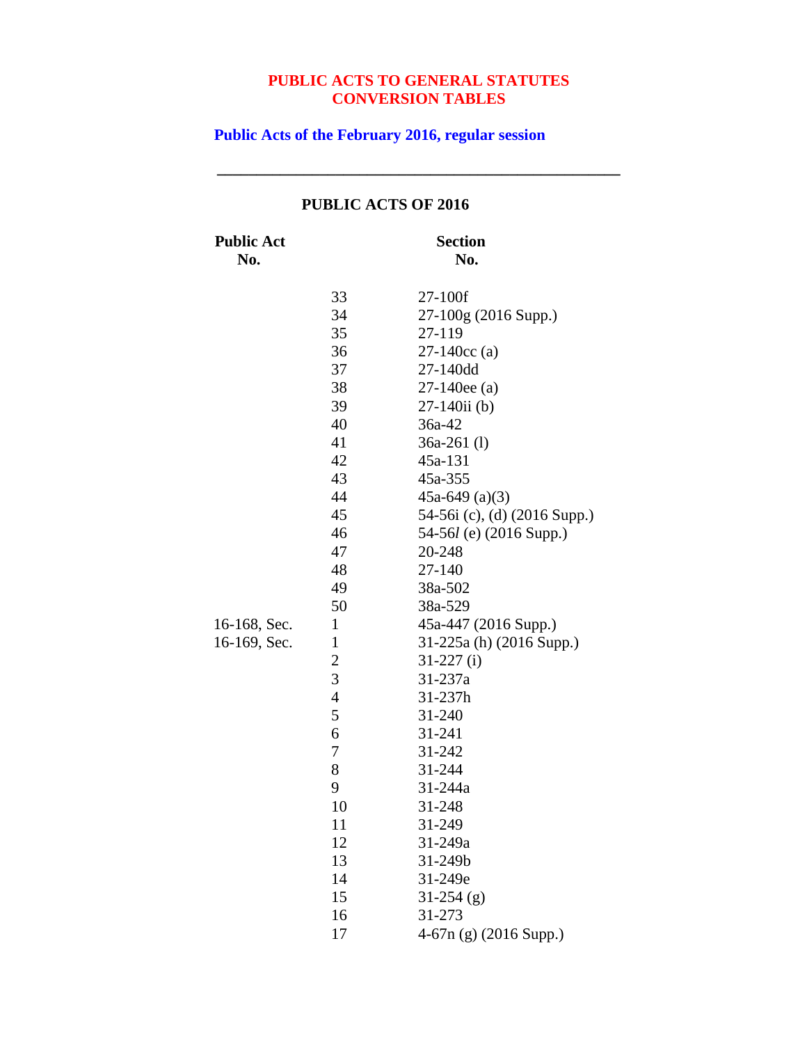**PUBLIC ACTS TO GENERAL STATUTES CONVERSION TABLES**

**Public Acts of the February 2016, regular session**

---

**PUBLIC ACTS OF 2016**

| Public Act No. | | Section No. |
|---|---|---|
| | 33 | 27-100f |
| | 34 | 27-100g (2016 Supp.) |
| | 35 | 27-119 |
| | 36 | 27-140cc (a) |
| | 37 | 27-140dd |
| | 38 | 27-140ee (a) |
| | 39 | 27-140ii (b) |
| | 40 | 36a-42 |
| | 41 | 36a-261 (l) |
| | 42 | 45a-131 |
| | 43 | 45a-355 |
| | 44 | 45a-649 (a)(3) |
| | 45 | 54-56i (c), (d) (2016 Supp.) |
| | 46 | 54-56*l* (e) (2016 Supp.) |
| | 47 | 20-248 |
| | 48 | 27-140 |
| | 49 | 38a-502 |
| | 50 | 38a-529 |
| 16-168, Sec. | 1 | 45a-447 (2016 Supp.) |
| 16-169, Sec. | 1 | 31-225a (h) (2016 Supp.) |
| | 2 | 31-227 (i) |
| | 3 | 31-237a |
| | 4 | 31-237h |
| | 5 | 31-240 |
| | 6 | 31-241 |
| | 7 | 31-242 |
| | 8 | 31-244 |
| | 9 | 31-244a |
| | 10 | 31-248 |
| | 11 | 31-249 |
| | 12 | 31-249a |
| | 13 | 31-249b |
| | 14 | 31-249e |
| | 15 | 31-254 (g) |
| | 16 | 31-273 |
| | 17 | 4-67n (g) (2016 Supp.) |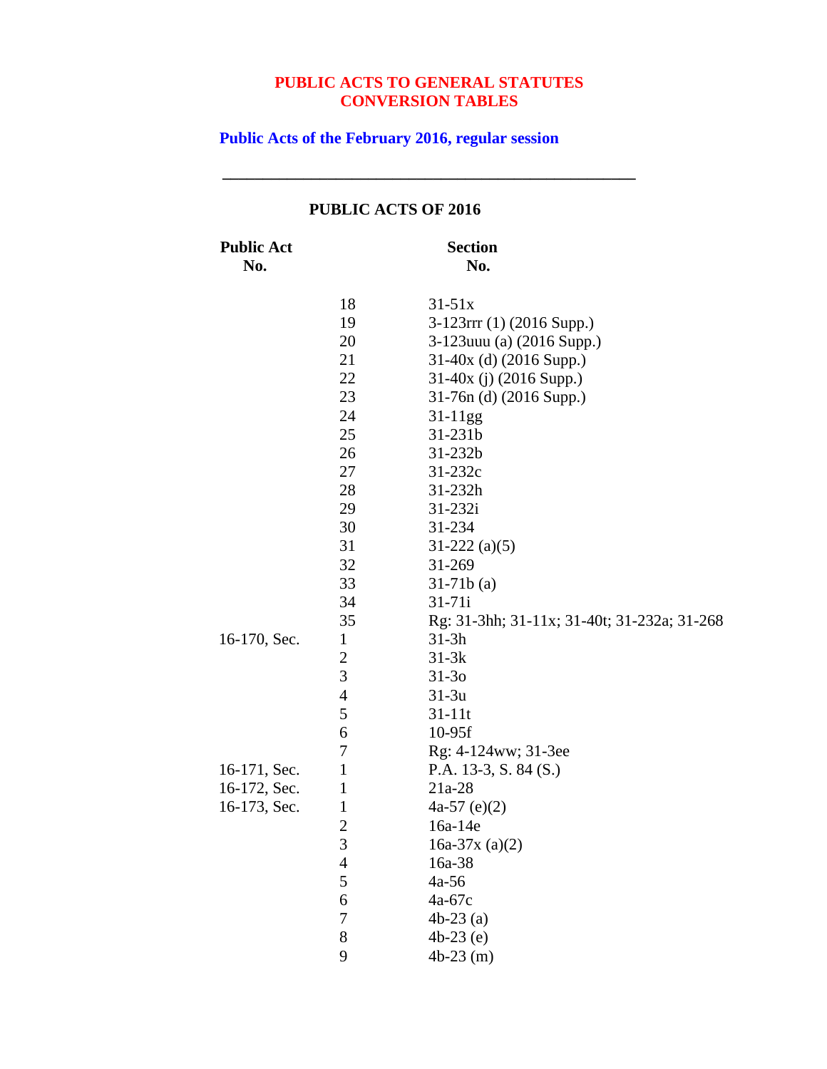**PUBLIC ACTS TO GENERAL STATUTES CONVERSION TABLES**

**Public Acts of the February 2016, regular session**

---

**PUBLIC ACTS OF 2016**

| Public Act No. | | Section No. |
|---|---|---|
| | 18 | 31-51x |
| | 19 | 3-123rrr (1) (2016 Supp.) |
| | 20 | 3-123uuu (a) (2016 Supp.) |
| | 21 | 31-40x (d) (2016 Supp.) |
| | 22 | 31-40x (j) (2016 Supp.) |
| | 23 | 31-76n (d) (2016 Supp.) |
| | 24 | 31-11gg |
| | 25 | 31-231b |
| | 26 | 31-232b |
| | 27 | 31-232c |
| | 28 | 31-232h |
| | 29 | 31-232i |
| | 30 | 31-234 |
| | 31 | 31-222 (a)(5) |
| | 32 | 31-269 |
| | 33 | 31-71b (a) |
| | 34 | 31-71i |
| | 35 | Rg: 31-3hh; 31-11x; 31-40t; 31-232a; 31-268 |
| 16-170, Sec. | 1 | 31-3h |
| | 2 | 31-3k |
| | 3 | 31-3o |
| | 4 | 31-3u |
| | 5 | 31-11t |
| | 6 | 10-95f |
| | 7 | Rg: 4-124ww; 31-3ee |
| 16-171, Sec. | 1 | P.A. 13-3, S. 84 (S.) |
| 16-172, Sec. | 1 | 21a-28 |
| 16-173, Sec. | 1 | 4a-57 (e)(2) |
| | 2 | 16a-14e |
| | 3 | 16a-37x (a)(2) |
| | 4 | 16a-38 |
| | 5 | 4a-56 |
| | 6 | 4a-67c |
| | 7 | 4b-23 (a) |
| | 8 | 4b-23 (e) |
| | 9 | 4b-23 (m) |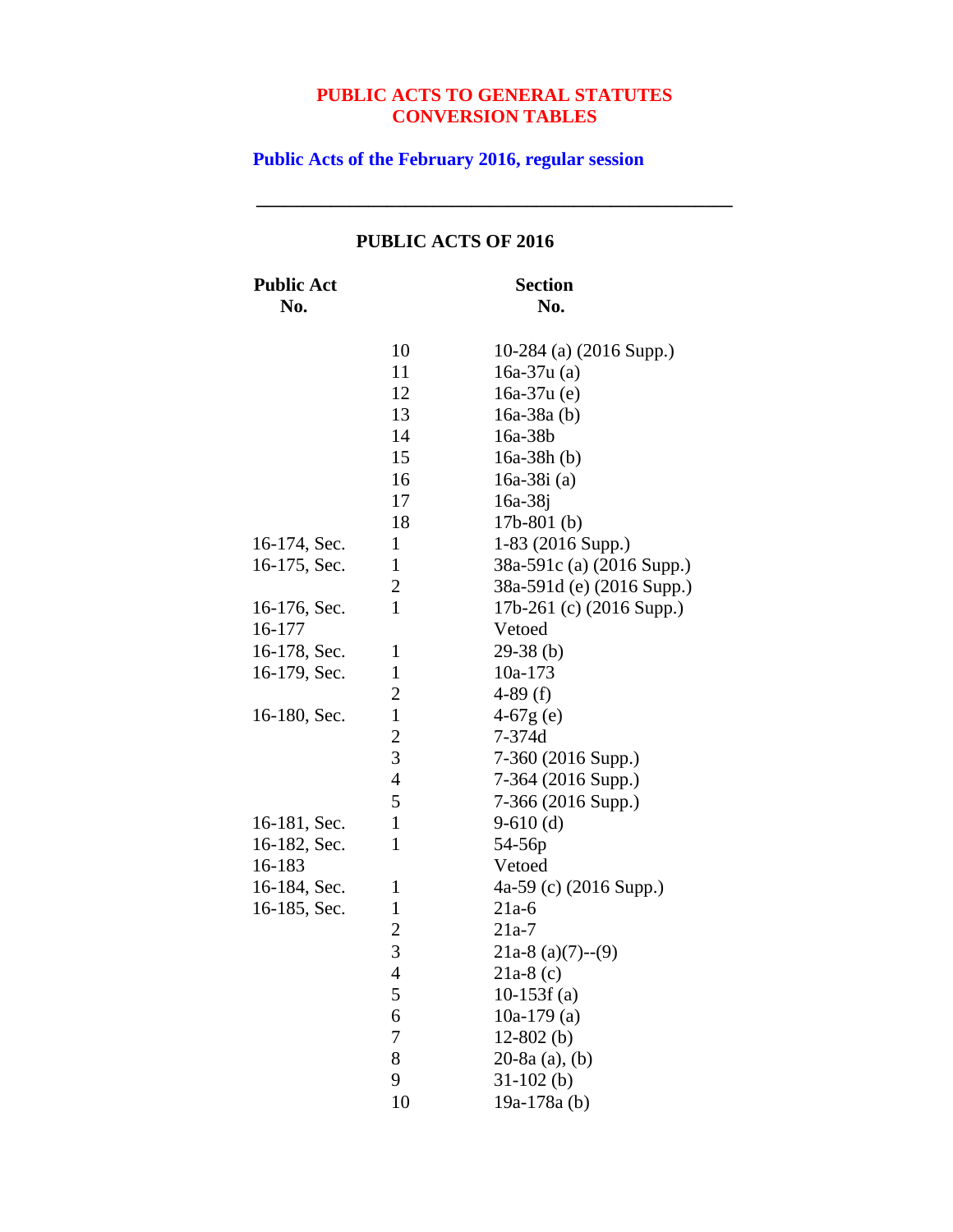# PUBLIC ACTS TO GENERAL STATUTES CONVERSION TABLES

## Public Acts of the February 2016, regular session

---

### PUBLIC ACTS OF 2016

| Public Act No. | | Section No. |
|---|---|---|
| | 10 | 10-284 (a) (2016 Supp.) |
| | 11 | 16a-37u (a) |
| | 12 | 16a-37u (e) |
| | 13 | 16a-38a (b) |
| | 14 | 16a-38b |
| | 15 | 16a-38h (b) |
| | 16 | 16a-38i (a) |
| | 17 | 16a-38j |
| | 18 | 17b-801 (b) |
| 16-174, Sec. | 1 | 1-83 (2016 Supp.) |
| 16-175, Sec. | 1 | 38a-591c (a) (2016 Supp.) |
| | 2 | 38a-591d (e) (2016 Supp.) |
| 16-176, Sec. | 1 | 17b-261 (c) (2016 Supp.) |
| 16-177 | | Vetoed |
| 16-178, Sec. | 1 | 29-38 (b) |
| 16-179, Sec. | 1 | 10a-173 |
| | 2 | 4-89 (f) |
| 16-180, Sec. | 1 | 4-67g (e) |
| | 2 | 7-374d |
| | 3 | 7-360 (2016 Supp.) |
| | 4 | 7-364 (2016 Supp.) |
| | 5 | 7-366 (2016 Supp.) |
| 16-181, Sec. | 1 | 9-610 (d) |
| 16-182, Sec. | 1 | 54-56p |
| 16-183 | | Vetoed |
| 16-184, Sec. | 1 | 4a-59 (c) (2016 Supp.) |
| 16-185, Sec. | 1 | 21a-6 |
| | 2 | 21a-7 |
| | 3 | 21a-8 (a)(7)--(9) |
| | 4 | 21a-8 (c) |
| | 5 | 10-153f (a) |
| | 6 | 10a-179 (a) |
| | 7 | 12-802 (b) |
| | 8 | 20-8a (a), (b) |
| | 9 | 31-102 (b) |
| | 10 | 19a-178a (b) |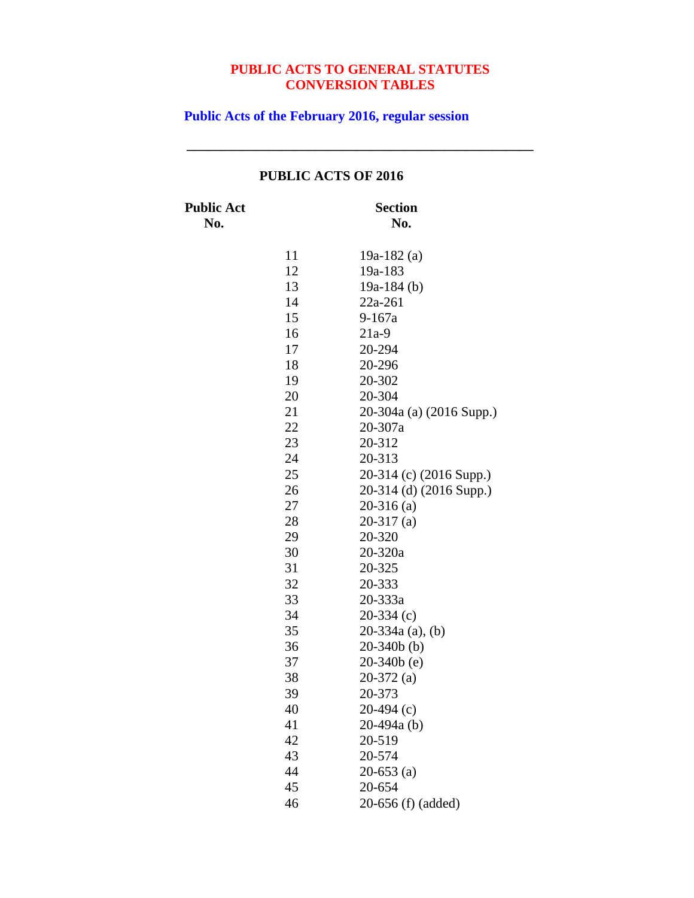# PUBLIC ACTS TO GENERAL STATUTES CONVERSION TABLES

## Public Acts of the February 2016, regular session

---

### PUBLIC ACTS OF 2016

| Public Act No. | Section No. |
|---|---|
| 11 | 19a-182 (a) |
| 12 | 19a-183 |
| 13 | 19a-184 (b) |
| 14 | 22a-261 |
| 15 | 9-167a |
| 16 | 21a-9 |
| 17 | 20-294 |
| 18 | 20-296 |
| 19 | 20-302 |
| 20 | 20-304 |
| 21 | 20-304a (a) (2016 Supp.) |
| 22 | 20-307a |
| 23 | 20-312 |
| 24 | 20-313 |
| 25 | 20-314 (c) (2016 Supp.) |
| 26 | 20-314 (d) (2016 Supp.) |
| 27 | 20-316 (a) |
| 28 | 20-317 (a) |
| 29 | 20-320 |
| 30 | 20-320a |
| 31 | 20-325 |
| 32 | 20-333 |
| 33 | 20-333a |
| 34 | 20-334 (c) |
| 35 | 20-334a (a), (b) |
| 36 | 20-340b (b) |
| 37 | 20-340b (e) |
| 38 | 20-372 (a) |
| 39 | 20-373 |
| 40 | 20-494 (c) |
| 41 | 20-494a (b) |
| 42 | 20-519 |
| 43 | 20-574 |
| 44 | 20-653 (a) |
| 45 | 20-654 |
| 46 | 20-656 (f) (added) |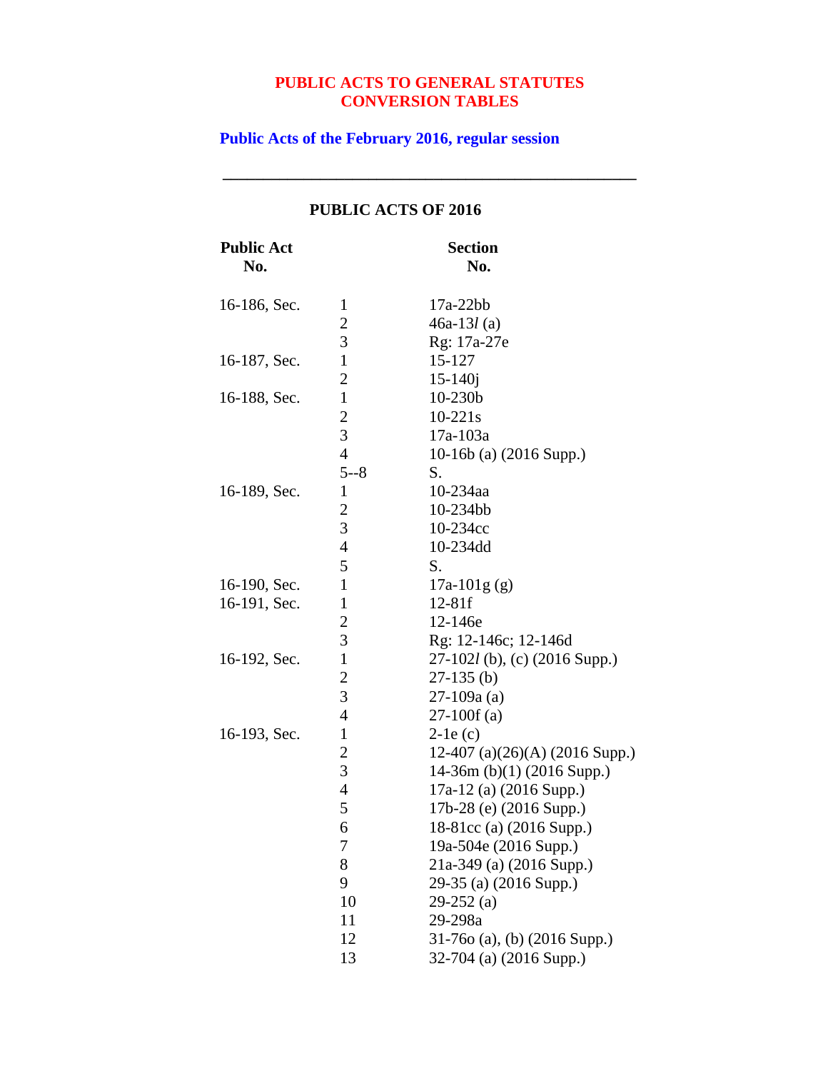# PUBLIC ACTS TO GENERAL STATUTES CONVERSION TABLES

## Public Acts of the February 2016, regular session

---

### PUBLIC ACTS OF 2016

| Public Act No. | | Section No. |
|---|---|---|
| 16-186, Sec. | 1 | 17a-22bb |
| | 2 | 46a-13*l* (a) |
| | 3 | Rg: 17a-27e |
| 16-187, Sec. | 1 | 15-127 |
| | 2 | 15-140j |
| 16-188, Sec. | 1 | 10-230b |
| | 2 | 10-221s |
| | 3 | 17a-103a |
| | 4 | 10-16b (a) (2016 Supp.) |
| | 5--8 | S. |
| 16-189, Sec. | 1 | 10-234aa |
| | 2 | 10-234bb |
| | 3 | 10-234cc |
| | 4 | 10-234dd |
| | 5 | S. |
| 16-190, Sec. | 1 | 17a-101g (g) |
| 16-191, Sec. | 1 | 12-81f |
| | 2 | 12-146e |
| | 3 | Rg: 12-146c; 12-146d |
| 16-192, Sec. | 1 | 27-102*l* (b), (c) (2016 Supp.) |
| | 2 | 27-135 (b) |
| | 3 | 27-109a (a) |
| | 4 | 27-100f (a) |
| 16-193, Sec. | 1 | 2-1e (c) |
| | 2 | 12-407 (a)(26)(A) (2016 Supp.) |
| | 3 | 14-36m (b)(1) (2016 Supp.) |
| | 4 | 17a-12 (a) (2016 Supp.) |
| | 5 | 17b-28 (e) (2016 Supp.) |
| | 6 | 18-81cc (a) (2016 Supp.) |
| | 7 | 19a-504e (2016 Supp.) |
| | 8 | 21a-349 (a) (2016 Supp.) |
| | 9 | 29-35 (a) (2016 Supp.) |
| | 10 | 29-252 (a) |
| | 11 | 29-298a |
| | 12 | 31-76o (a), (b) (2016 Supp.) |
| | 13 | 32-704 (a) (2016 Supp.) |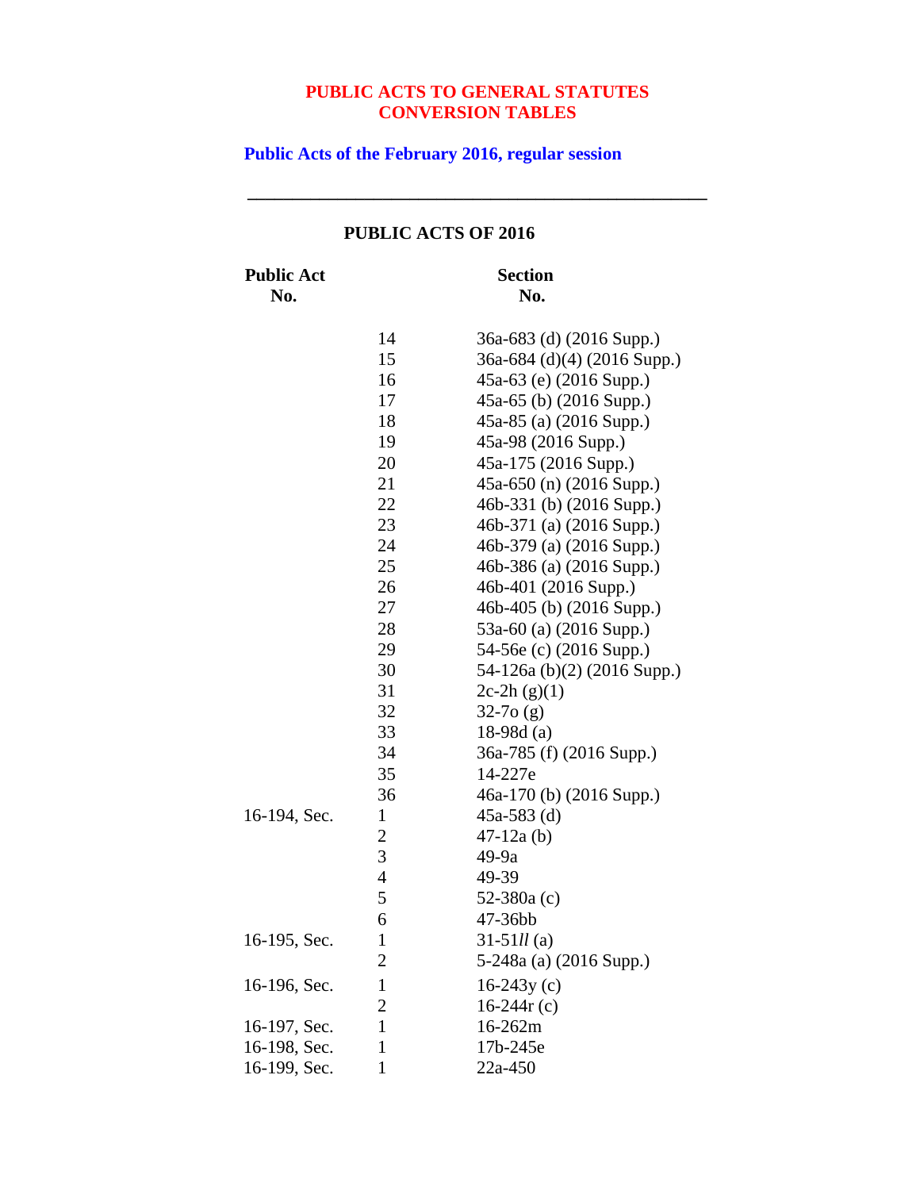# PUBLIC ACTS TO GENERAL STATUTES CONVERSION TABLES

## Public Acts of the February 2016, regular session

---

### PUBLIC ACTS OF 2016

| Public Act No. | | Section No. |
|---|---|---|
| | 14 | 36a-683 (d) (2016 Supp.) |
| | 15 | 36a-684 (d)(4) (2016 Supp.) |
| | 16 | 45a-63 (e) (2016 Supp.) |
| | 17 | 45a-65 (b) (2016 Supp.) |
| | 18 | 45a-85 (a) (2016 Supp.) |
| | 19 | 45a-98 (2016 Supp.) |
| | 20 | 45a-175 (2016 Supp.) |
| | 21 | 45a-650 (n) (2016 Supp.) |
| | 22 | 46b-331 (b) (2016 Supp.) |
| | 23 | 46b-371 (a) (2016 Supp.) |
| | 24 | 46b-379 (a) (2016 Supp.) |
| | 25 | 46b-386 (a) (2016 Supp.) |
| | 26 | 46b-401 (2016 Supp.) |
| | 27 | 46b-405 (b) (2016 Supp.) |
| | 28 | 53a-60 (a) (2016 Supp.) |
| | 29 | 54-56e (c) (2016 Supp.) |
| | 30 | 54-126a (b)(2) (2016 Supp.) |
| | 31 | 2c-2h (g)(1) |
| | 32 | 32-7o (g) |
| | 33 | 18-98d (a) |
| | 34 | 36a-785 (f) (2016 Supp.) |
| | 35 | 14-227e |
| | 36 | 46a-170 (b) (2016 Supp.) |
| 16-194, Sec. | 1 | 45a-583 (d) |
| | 2 | 47-12a (b) |
| | 3 | 49-9a |
| | 4 | 49-39 |
| | 5 | 52-380a (c) |
| | 6 | 47-36bb |
| 16-195, Sec. | 1 | 31-51*ll* (a) |
| | 2 | 5-248a (a) (2016 Supp.) |
| 16-196, Sec. | 1 | 16-243y (c) |
| | 2 | 16-244r (c) |
| 16-197, Sec. | 1 | 16-262m |
| 16-198, Sec. | 1 | 17b-245e |
| 16-199, Sec. | 1 | 22a-450 |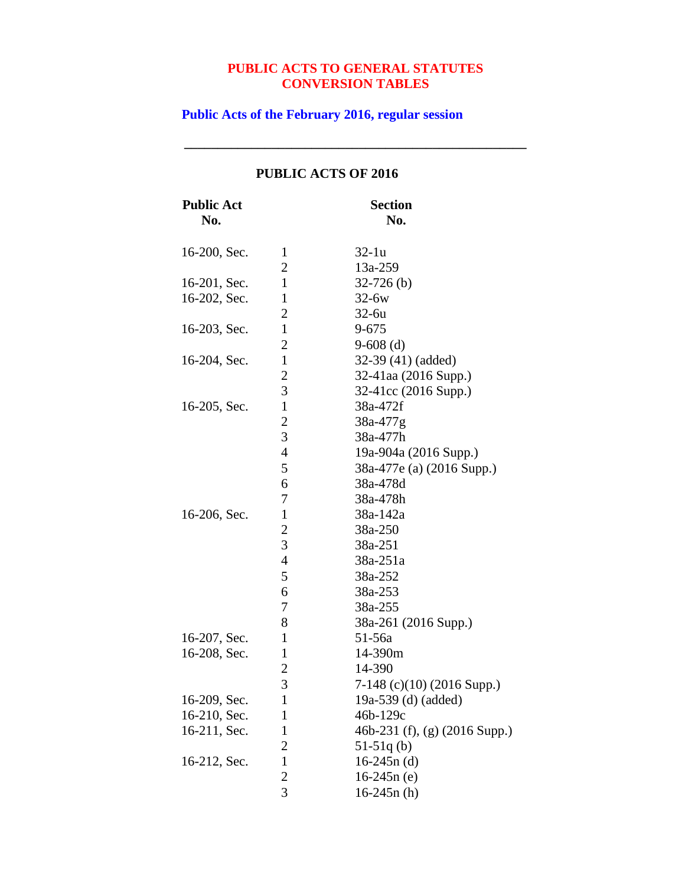# PUBLIC ACTS TO GENERAL STATUTES CONVERSION TABLES

## Public Acts of the February 2016, regular session

---

### PUBLIC ACTS OF 2016

| Public Act No. | | Section No. |
|---|---|---|
| 16-200, Sec. | 1 | 32-1u |
| | 2 | 13a-259 |
| 16-201, Sec. | 1 | 32-726 (b) |
| 16-202, Sec. | 1 | 32-6w |
| | 2 | 32-6u |
| 16-203, Sec. | 1 | 9-675 |
| | 2 | 9-608 (d) |
| 16-204, Sec. | 1 | 32-39 (41) (added) |
| | 2 | 32-41aa (2016 Supp.) |
| | 3 | 32-41cc (2016 Supp.) |
| 16-205, Sec. | 1 | 38a-472f |
| | 2 | 38a-477g |
| | 3 | 38a-477h |
| | 4 | 19a-904a (2016 Supp.) |
| | 5 | 38a-477e (a) (2016 Supp.) |
| | 6 | 38a-478d |
| | 7 | 38a-478h |
| 16-206, Sec. | 1 | 38a-142a |
| | 2 | 38a-250 |
| | 3 | 38a-251 |
| | 4 | 38a-251a |
| | 5 | 38a-252 |
| | 6 | 38a-253 |
| | 7 | 38a-255 |
| | 8 | 38a-261 (2016 Supp.) |
| 16-207, Sec. | 1 | 51-56a |
| 16-208, Sec. | 1 | 14-390m |
| | 2 | 14-390 |
| | 3 | 7-148 (c)(10) (2016 Supp.) |
| 16-209, Sec. | 1 | 19a-539 (d) (added) |
| 16-210, Sec. | 1 | 46b-129c |
| 16-211, Sec. | 1 | 46b-231 (f), (g) (2016 Supp.) |
| | 2 | 51-51q (b) |
| 16-212, Sec. | 1 | 16-245n (d) |
| | 2 | 16-245n (e) |
| | 3 | 16-245n (h) |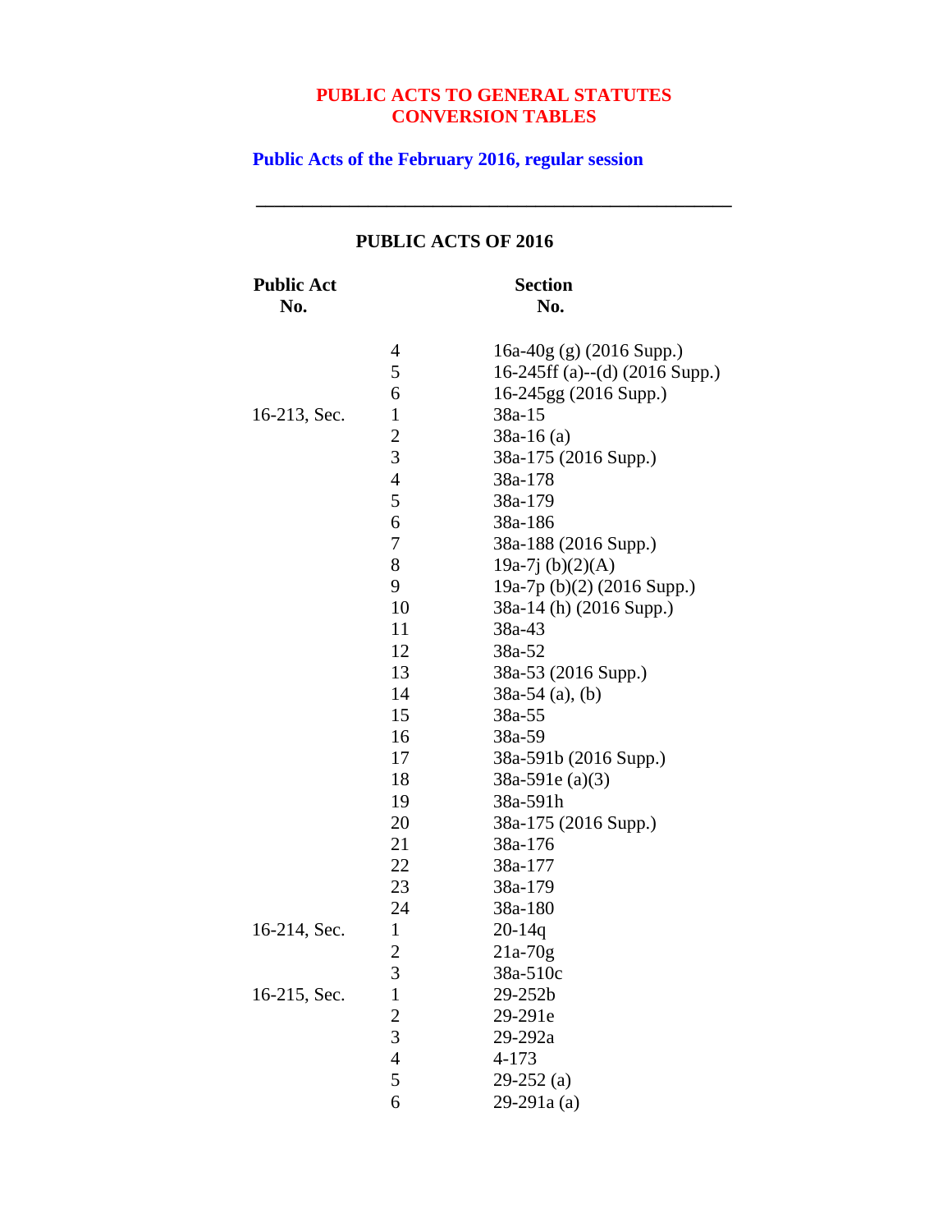# PUBLIC ACTS TO GENERAL STATUTES CONVERSION TABLES

## Public Acts of the February 2016, regular session

---

### PUBLIC ACTS OF 2016

| Public Act No. | | Section No. |
|---|---|---|
| | 4 | 16a-40g (g) (2016 Supp.) |
| | 5 | 16-245ff (a)--(d) (2016 Supp.) |
| | 6 | 16-245gg (2016 Supp.) |
| 16-213, Sec. | 1 | 38a-15 |
| | 2 | 38a-16 (a) |
| | 3 | 38a-175 (2016 Supp.) |
| | 4 | 38a-178 |
| | 5 | 38a-179 |
| | 6 | 38a-186 |
| | 7 | 38a-188 (2016 Supp.) |
| | 8 | 19a-7j (b)(2)(A) |
| | 9 | 19a-7p (b)(2) (2016 Supp.) |
| | 10 | 38a-14 (h) (2016 Supp.) |
| | 11 | 38a-43 |
| | 12 | 38a-52 |
| | 13 | 38a-53 (2016 Supp.) |
| | 14 | 38a-54 (a), (b) |
| | 15 | 38a-55 |
| | 16 | 38a-59 |
| | 17 | 38a-591b (2016 Supp.) |
| | 18 | 38a-591e (a)(3) |
| | 19 | 38a-591h |
| | 20 | 38a-175 (2016 Supp.) |
| | 21 | 38a-176 |
| | 22 | 38a-177 |
| | 23 | 38a-179 |
| | 24 | 38a-180 |
| 16-214, Sec. | 1 | 20-14q |
| | 2 | 21a-70g |
| | 3 | 38a-510c |
| 16-215, Sec. | 1 | 29-252b |
| | 2 | 29-291e |
| | 3 | 29-292a |
| | 4 | 4-173 |
| | 5 | 29-252 (a) |
| | 6 | 29-291a (a) |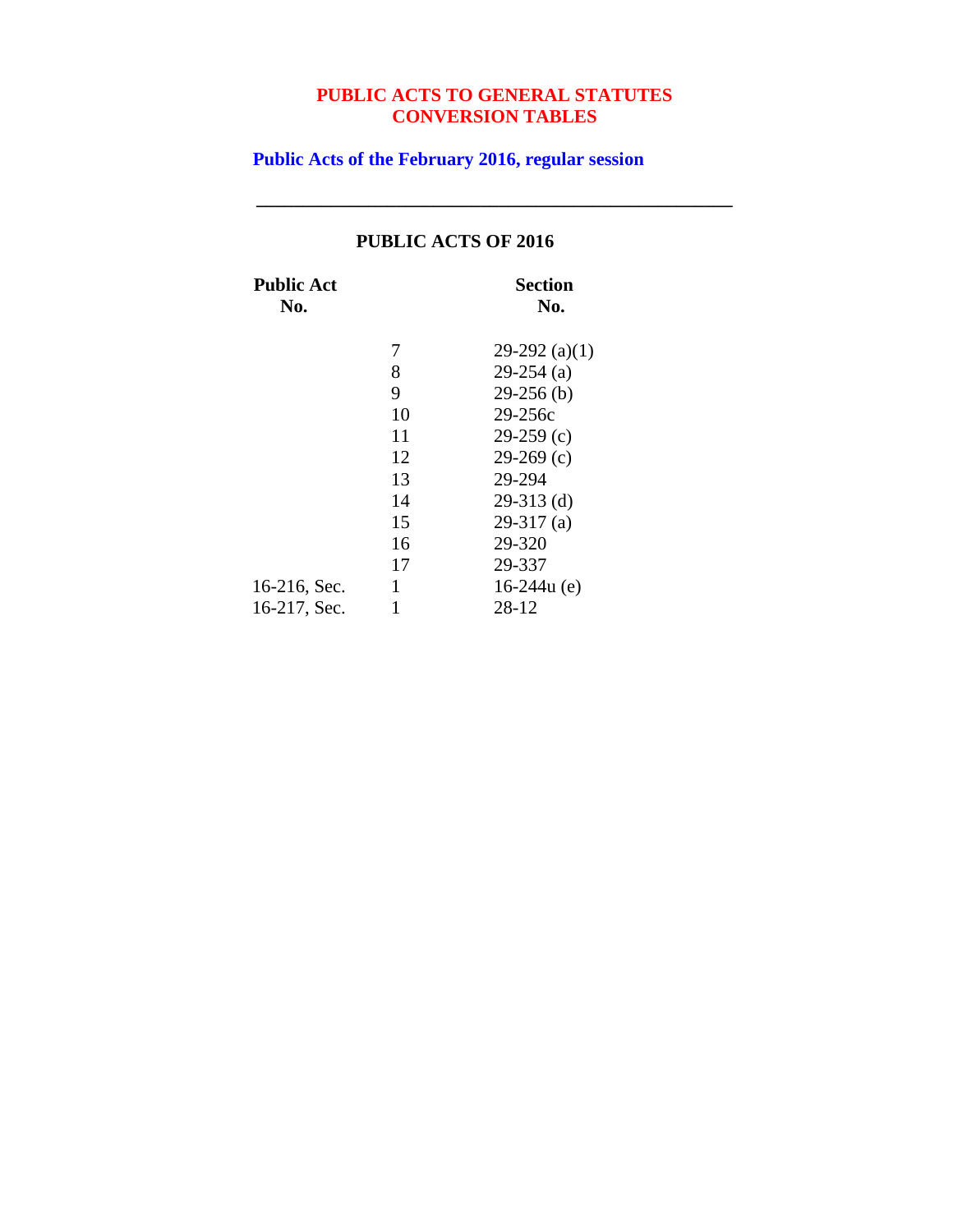# PUBLIC ACTS TO GENERAL STATUTES CONVERSION TABLES

## Public Acts of the February 2016, regular session

---

### PUBLIC ACTS OF 2016

| Public Act No. | | Section No. |
|---|---|---|
| | 7 | 29-292 (a)(1) |
| | 8 | 29-254 (a) |
| | 9 | 29-256 (b) |
| | 10 | 29-256c |
| | 11 | 29-259 (c) |
| | 12 | 29-269 (c) |
| | 13 | 29-294 |
| | 14 | 29-313 (d) |
| | 15 | 29-317 (a) |
| | 16 | 29-320 |
| | 17 | 29-337 |
| 16-216, Sec. | 1 | 16-244u (e) |
| 16-217, Sec. | 1 | 28-12 |